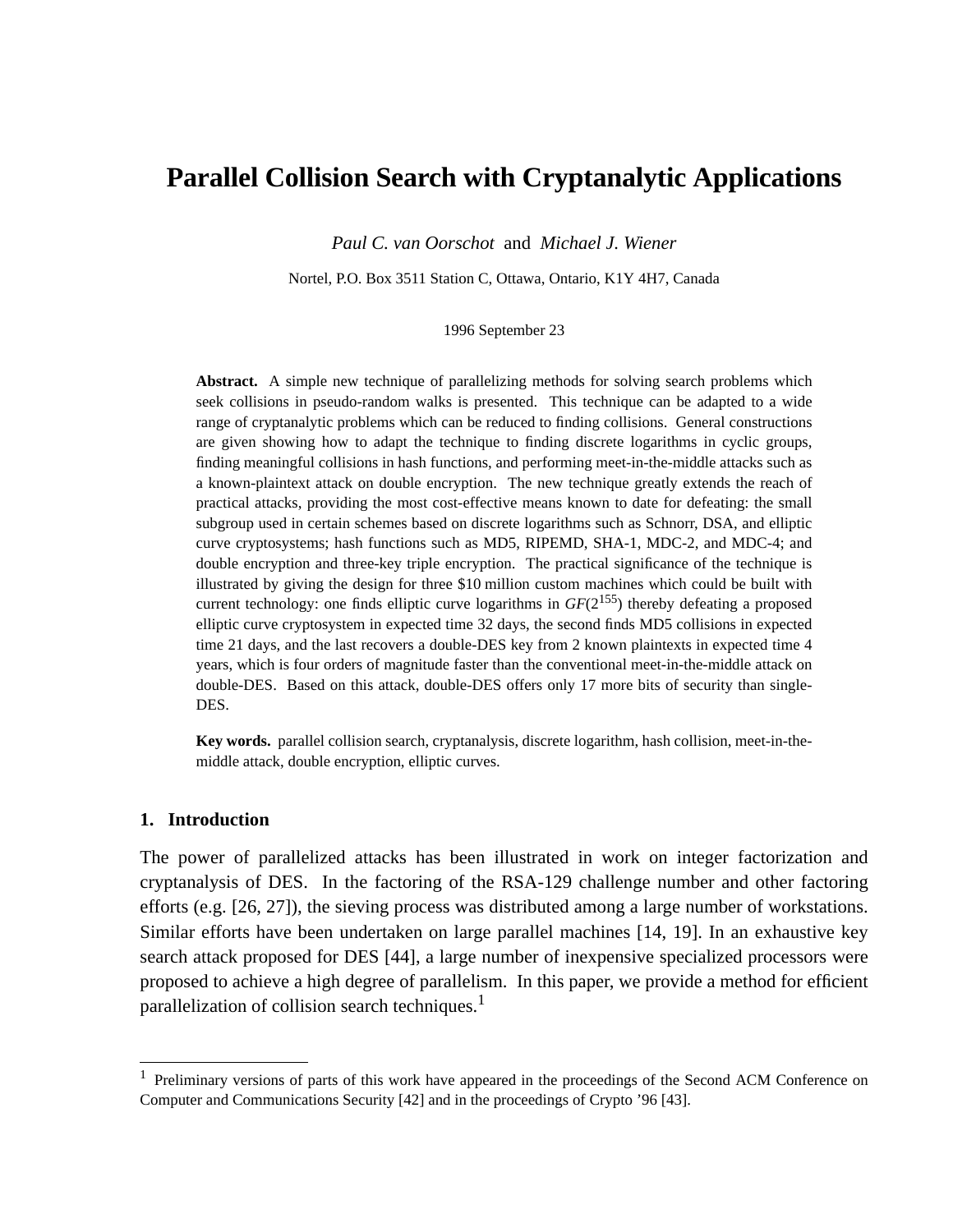# Parallel Collision Search with Cryptanalytic Applications

*Paul C. van Oorschot* and *Michael J. Wiener*

Nortel, P.O. Box 3511 Station C, Ottawa, Ontario, K1Y 4H7, Canada

1996 September 23

**Abstract.** A simple new technique of parallelizing methods for solving search problems which seek collisions in pseudo-random walks is presented. This technique can be adapted to a wide range of cryptanalytic problems which can be reduced to finding collisions. General constructions are given showing how to adapt the technique to finding discrete logarithms in cyclic groups, finding meaningful collisions in hash functions, and performing meet-in-the-middle attacks such as a known-plaintext attack on double encryption. The new technique greatly extends the reach of practical attacks, providing the most cost-effective means known to date for defeating: the small subgroup used in certain schemes based on discrete logarithms such as Schnorr, DSA, and elliptic curve cryptosystems; hash functions such as MD5, RIPEMD, SHA-1, MDC-2, and MDC-4; and double encryption and three-key triple encryption. The practical significance of the technique is illustrated by giving the design for three \$10 million custom machines which could be built with current technology: one finds elliptic curve logarithms in $GF(2^{155})$ thereby defeating a proposed elliptic curve cryptosystem in expected time 32 days, the second finds MD5 collisions in expected time 21 days, and the last recovers a double-DES key from 2 known plaintexts in expected time 4 years, which is four orders of magnitude faster than the conventional meet-in-the-middle attack on double-DES. Based on this attack, double-DES offers only 17 more bits of security than single-DES.

**Key words.** parallel collision search, cryptanalysis, discrete logarithm, hash collision, meet-in-the-middle attack, double encryption, elliptic curves.

## 1. Introduction

The power of parallelized attacks has been illustrated in work on integer factorization and cryptanalysis of DES. In the factoring of the RSA-129 challenge number and other factoring efforts (e.g. [26, 27]), the sieving process was distributed among a large number of workstations. Similar efforts have been undertaken on large parallel machines [14, 19]. In an exhaustive key search attack proposed for DES [44], a large number of inexpensive specialized processors were proposed to achieve a high degree of parallelism. In this paper, we provide a method for efficient parallelization of collision search techniques.[1]

[1] Preliminary versions of parts of this work have appeared in the proceedings of the Second ACM Conference on Computer and Communications Security [42] and in the proceedings of Crypto '96 [43].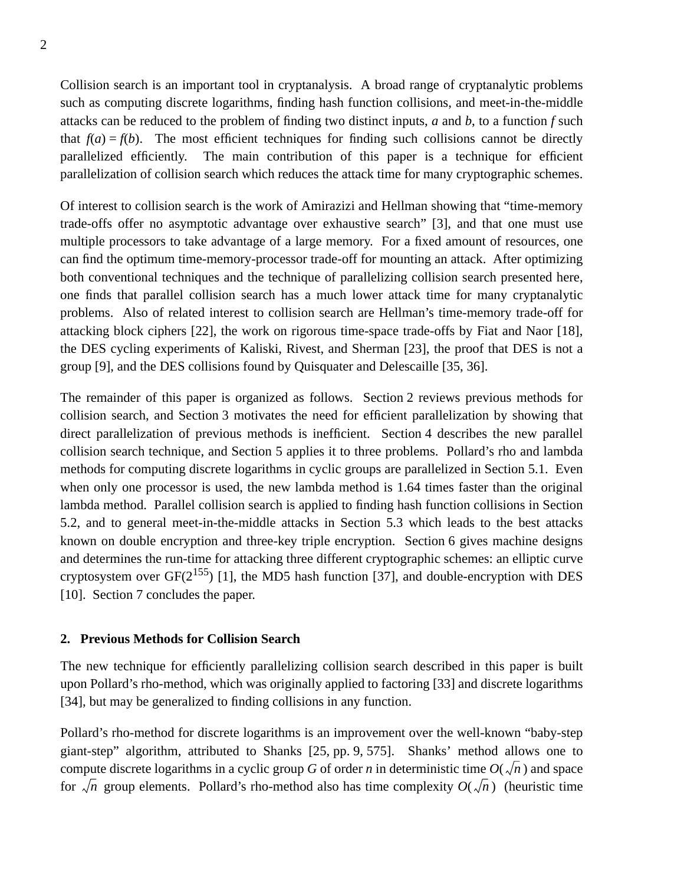Collision search is an important tool in cryptanalysis. A broad range of cryptanalytic problems such as computing discrete logarithms, finding hash function collisions, and meet-in-the-middle attacks can be reduced to the problem of finding two distinct inputs, $a$ and $b$, to a function $f$ such that $f(a) = f(b)$. The most efficient techniques for finding such collisions cannot be directly parallelized efficiently. The main contribution of this paper is a technique for efficient parallelization of collision search which reduces the attack time for many cryptographic schemes.

Of interest to collision search is the work of Amirazizi and Hellman showing that "time-memory trade-offs offer no asymptotic advantage over exhaustive search" [3], and that one must use multiple processors to take advantage of a large memory. For a fixed amount of resources, one can find the optimum time-memory-processor trade-off for mounting an attack. After optimizing both conventional techniques and the technique of parallelizing collision search presented here, one finds that parallel collision search has a much lower attack time for many cryptanalytic problems. Also of related interest to collision search are Hellman's time-memory trade-off for attacking block ciphers [22], the work on rigorous time-space trade-offs by Fiat and Naor [18], the DES cycling experiments of Kaliski, Rivest, and Sherman [23], the proof that DES is not a group [9], and the DES collisions found by Quisquater and Delescaille [35, 36].

The remainder of this paper is organized as follows. Section 2 reviews previous methods for collision search, and Section 3 motivates the need for efficient parallelization by showing that direct parallelization of previous methods is inefficient. Section 4 describes the new parallel collision search technique, and Section 5 applies it to three problems. Pollard's rho and lambda methods for computing discrete logarithms in cyclic groups are parallelized in Section 5.1. Even when only one processor is used, the new lambda method is 1.64 times faster than the original lambda method. Parallel collision search is applied to finding hash function collisions in Section 5.2, and to general meet-in-the-middle attacks in Section 5.3 which leads to the best attacks known on double encryption and three-key triple encryption. Section 6 gives machine designs and determines the run-time for attacking three different cryptographic schemes: an elliptic curve cryptosystem over $GF(2^{155})$ [1], the MD5 hash function [37], and double-encryption with DES [10]. Section 7 concludes the paper.

## 2. Previous Methods for Collision Search

The new technique for efficiently parallelizing collision search described in this paper is built upon Pollard's rho-method, which was originally applied to factoring [33] and discrete logarithms [34], but may be generalized to finding collisions in any function.

Pollard's rho-method for discrete logarithms is an improvement over the well-known "baby-step giant-step" algorithm, attributed to Shanks [25, pp. 9, 575]. Shanks' method allows one to compute discrete logarithms in a cyclic group $G$ of order $n$ in deterministic time $O(\sqrt{n})$ and space for $\sqrt{n}$ group elements. Pollard's rho-method also has time complexity $O(\sqrt{n})$ (heuristic time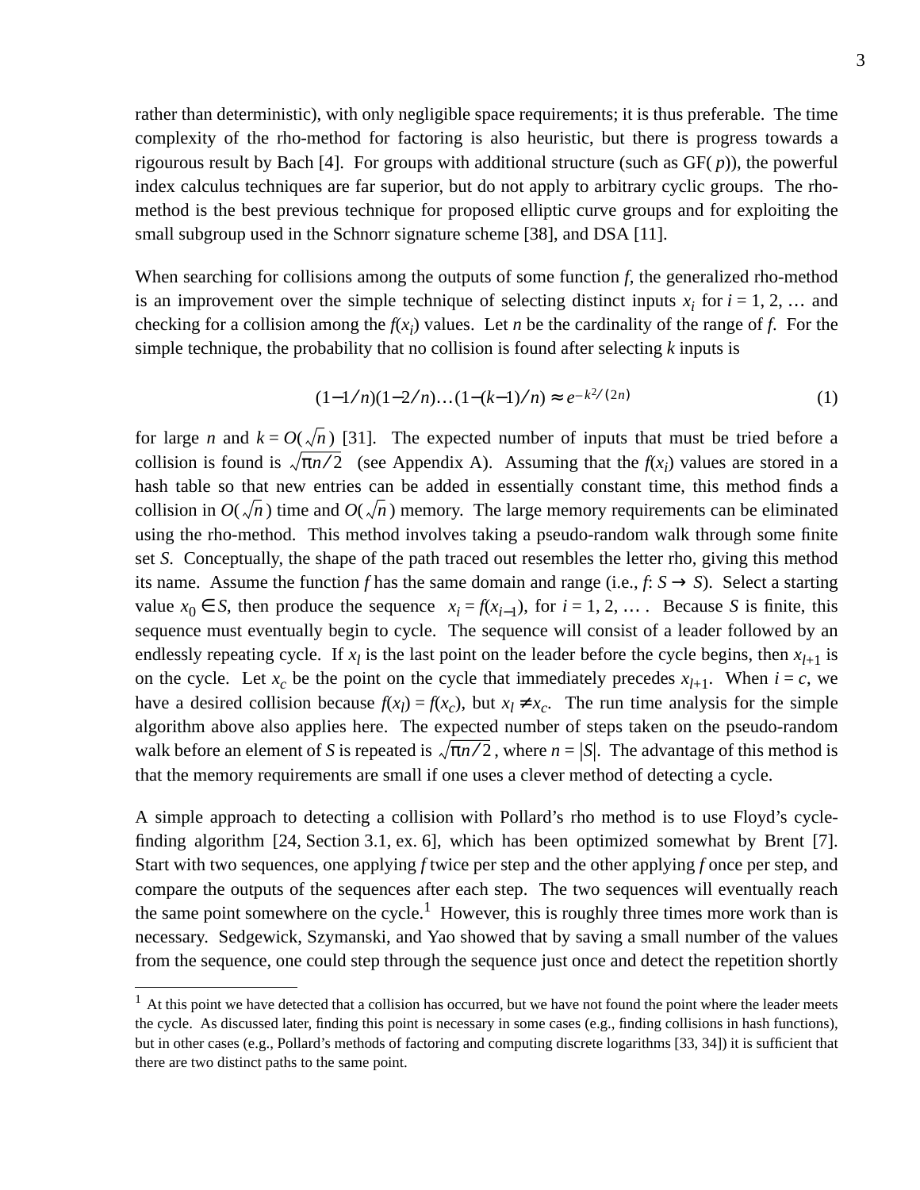rather than deterministic), with only negligible space requirements; it is thus preferable. The time complexity of the rho-method for factoring is also heuristic, but there is progress towards a rigourous result by Bach [4]. For groups with additional structure (such as GF( $p$)), the powerful index calculus techniques are far superior, but do not apply to arbitrary cyclic groups. The rho-method is the best previous technique for proposed elliptic curve groups and for exploiting the small subgroup used in the Schnorr signature scheme [38], and DSA [11].

When searching for collisions among the outputs of some function $f$, the generalized rho-method is an improvement over the simple technique of selecting distinct inputs $x_i$ for $i = 1, 2, \ldots$ and checking for a collision among the $f(x_i)$ values. Let $n$ be the cardinality of the range of $f$. For the simple technique, the probability that no collision is found after selecting $k$ inputs is

$$(1-1/n)(1-2/n)\ldots(1-(k-1)/n) \approx e^{-k^2/(2n)} \tag{1}$$

for large $n$ and $k = O(\sqrt{n})$ [31]. The expected number of inputs that must be tried before a collision is found is $\sqrt{\pi n/2}$ (see Appendix A). Assuming that the $f(x_i)$ values are stored in a hash table so that new entries can be added in essentially constant time, this method finds a collision in $O(\sqrt{n})$ time and $O(\sqrt{n})$ memory. The large memory requirements can be eliminated using the rho-method. This method involves taking a pseudo-random walk through some finite set $S$. Conceptually, the shape of the path traced out resembles the letter rho, giving this method its name. Assume the function $f$ has the same domain and range (i.e., $f$: $S \rightarrow S$). Select a starting value $x_0 \in S$, then produce the sequence $x_i = f(x_{i-1})$, for $i = 1, 2, \ldots$ . Because $S$ is finite, this sequence must eventually begin to cycle. The sequence will consist of a leader followed by an endlessly repeating cycle. If $x_l$ is the last point on the leader before the cycle begins, then $x_{l+1}$ is on the cycle. Let $x_c$ be the point on the cycle that immediately precedes $x_{l+1}$. When $i = c$, we have a desired collision because $f(x_l) = f(x_c)$, but $x_l \neq x_c$. The run time analysis for the simple algorithm above also applies here. The expected number of steps taken on the pseudo-random walk before an element of $S$ is repeated is $\sqrt{\pi n/2}$, where $n = |S|$. The advantage of this method is that the memory requirements are small if one uses a clever method of detecting a cycle.

A simple approach to detecting a collision with Pollard's rho method is to use Floyd's cycle-finding algorithm [24, Section 3.1, ex. 6], which has been optimized somewhat by Brent [7]. Start with two sequences, one applying $f$ twice per step and the other applying $f$ once per step, and compare the outputs of the sequences after each step. The two sequences will eventually reach the same point somewhere on the cycle.[1] However, this is roughly three times more work than is necessary. Sedgewick, Szymanski, and Yao showed that by saving a small number of the values from the sequence, one could step through the sequence just once and detect the repetition shortly

[1] At this point we have detected that a collision has occurred, but we have not found the point where the leader meets the cycle. As discussed later, finding this point is necessary in some cases (e.g., finding collisions in hash functions), but in other cases (e.g., Pollard's methods of factoring and computing discrete logarithms [33, 34]) it is sufficient that there are two distinct paths to the same point.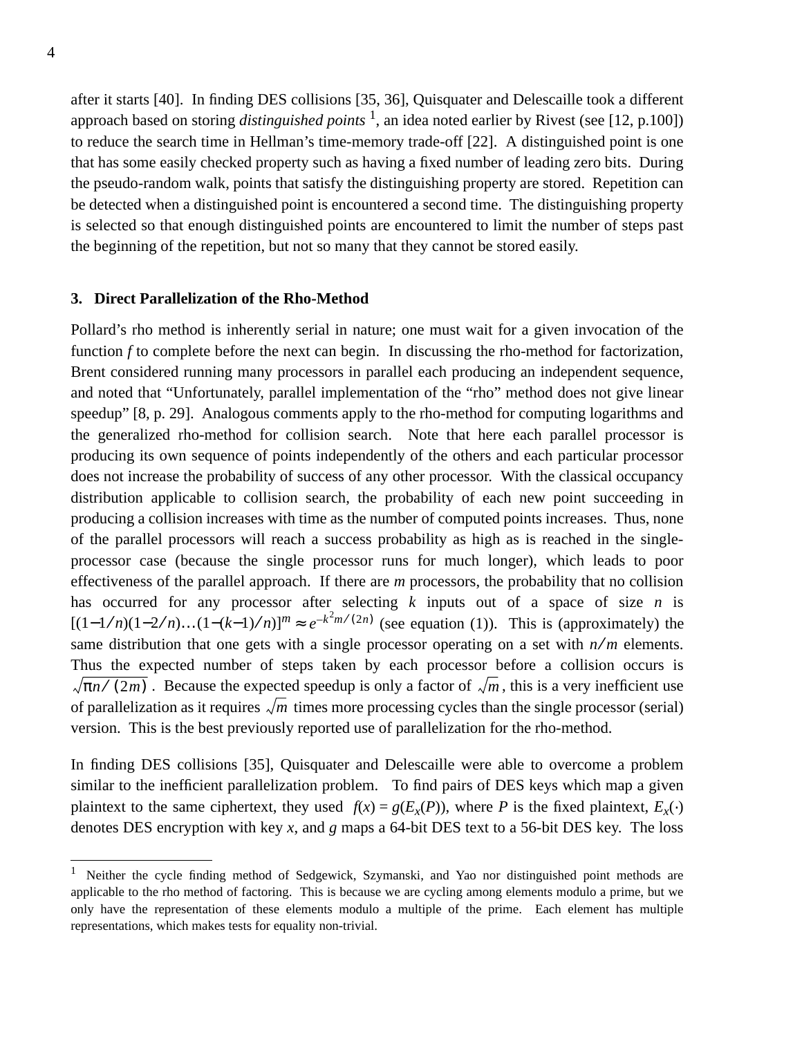after it starts [40]. In finding DES collisions [35, 36], Quisquater and Delescaille took a different approach based on storing *distinguished points* [1], an idea noted earlier by Rivest (see [12, p.100]) to reduce the search time in Hellman's time-memory trade-off [22]. A distinguished point is one that has some easily checked property such as having a fixed number of leading zero bits. During the pseudo-random walk, points that satisfy the distinguishing property are stored. Repetition can be detected when a distinguished point is encountered a second time. The distinguishing property is selected so that enough distinguished points are encountered to limit the number of steps past the beginning of the repetition, but not so many that they cannot be stored easily.

## 3. Direct Parallelization of the Rho-Method

Pollard's rho method is inherently serial in nature; one must wait for a given invocation of the function $f$ to complete before the next can begin. In discussing the rho-method for factorization, Brent considered running many processors in parallel each producing an independent sequence, and noted that "Unfortunately, parallel implementation of the "rho" method does not give linear speedup" [8, p. 29]. Analogous comments apply to the rho-method for computing logarithms and the generalized rho-method for collision search. Note that here each parallel processor is producing its own sequence of points independently of the others and each particular processor does not increase the probability of success of any other processor. With the classical occupancy distribution applicable to collision search, the probability of each new point succeeding in producing a collision increases with time as the number of computed points increases. Thus, none of the parallel processors will reach a success probability as high as is reached in the single-processor case (because the single processor runs for much longer), which leads to poor effectiveness of the parallel approach. If there are $m$ processors, the probability that no collision has occurred for any processor after selecting $k$ inputs out of a space of size $n$ is $[(1-1/n)(1-2/n)\ldots(1-(k-1)/n)]^m \approx e^{-k^2 m/(2n)}$ (see equation (1)). This is (approximately) the same distribution that one gets with a single processor operating on a set with $n/m$ elements. Thus the expected number of steps taken by each processor before a collision occurs is $\sqrt{\pi n/(2m)}$. Because the expected speedup is only a factor of $\sqrt{m}$, this is a very inefficient use of parallelization as it requires $\sqrt{m}$ times more processing cycles than the single processor (serial) version. This is the best previously reported use of parallelization for the rho-method.

In finding DES collisions [35], Quisquater and Delescaille were able to overcome a problem similar to the inefficient parallelization problem. To find pairs of DES keys which map a given plaintext to the same ciphertext, they used $f(x) = g(E_x(P))$, where $P$ is the fixed plaintext, $E_x(\cdot)$ denotes DES encryption with key $x$, and $g$ maps a 64-bit DES text to a 56-bit DES key. The loss

---

[1] Neither the cycle finding method of Sedgewick, Szymanski, and Yao nor distinguished point methods are applicable to the rho method of factoring. This is because we are cycling among elements modulo a prime, but we only have the representation of these elements modulo a multiple of the prime. Each element has multiple representations, which makes tests for equality non-trivial.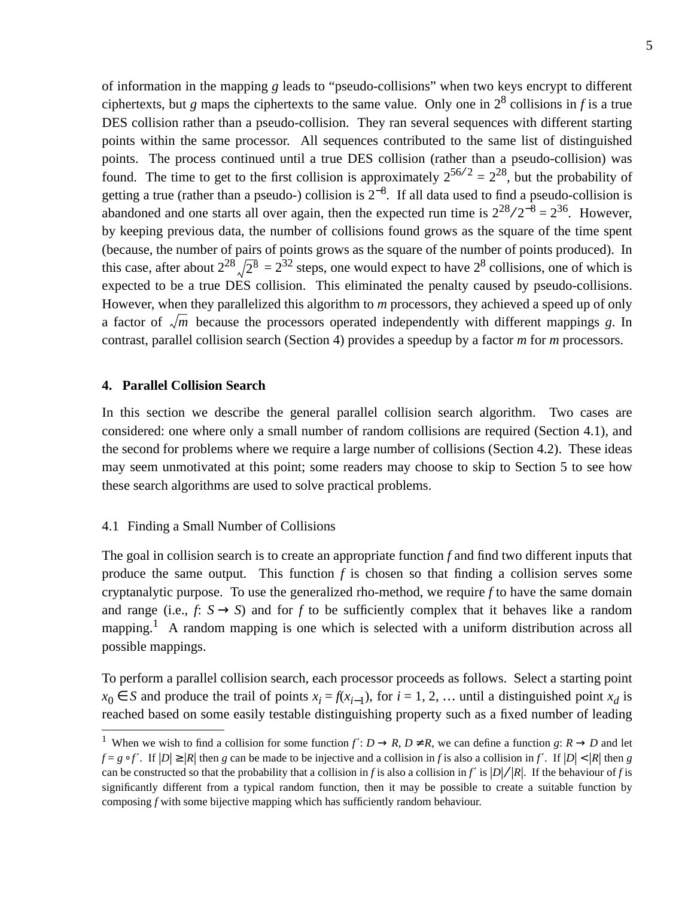of information in the mapping $g$ leads to "pseudo-collisions" when two keys encrypt to different ciphertexts, but $g$ maps the ciphertexts to the same value. Only one in $2^8$ collisions in $f$ is a true DES collision rather than a pseudo-collision. They ran several sequences with different starting points within the same processor. All sequences contributed to the same list of distinguished points. The process continued until a true DES collision (rather than a pseudo-collision) was found. The time to get to the first collision is approximately $2^{56/2} = 2^{28}$, but the probability of getting a true (rather than a pseudo-) collision is $2^{-8}$. If all data used to find a pseudo-collision is abandoned and one starts all over again, then the expected run time is $2^{28}/2^{-8} = 2^{36}$. However, by keeping previous data, the number of collisions found grows as the square of the time spent (because, the number of pairs of points grows as the square of the number of points produced). In this case, after about $2^{28}\sqrt{2^8} = 2^{32}$ steps, one would expect to have $2^8$ collisions, one of which is expected to be a true DES collision. This eliminated the penalty caused by pseudo-collisions. However, when they parallelized this algorithm to $m$ processors, they achieved a speed up of only a factor of $\sqrt{m}$ because the processors operated independently with different mappings $g$. In contrast, parallel collision search (Section 4) provides a speedup by a factor $m$ for $m$ processors.

## 4. Parallel Collision Search

In this section we describe the general parallel collision search algorithm. Two cases are considered: one where only a small number of random collisions are required (Section 4.1), and the second for problems where we require a large number of collisions (Section 4.2). These ideas may seem unmotivated at this point; some readers may choose to skip to Section 5 to see how these search algorithms are used to solve practical problems.

### 4.1 Finding a Small Number of Collisions

The goal in collision search is to create an appropriate function $f$ and find two different inputs that produce the same output. This function $f$ is chosen so that finding a collision serves some cryptanalytic purpose. To use the generalized rho-method, we require $f$ to have the same domain and range (i.e., $f$: $S \rightarrow S$) and for $f$ to be sufficiently complex that it behaves like a random mapping.[1] A random mapping is one which is selected with a uniform distribution across all possible mappings.

To perform a parallel collision search, each processor proceeds as follows. Select a starting point $x_0 \in S$ and produce the trail of points $x_i = f(x_{i-1})$, for $i = 1, 2, \ldots$ until a distinguished point $x_d$ is reached based on some easily testable distinguishing property such as a fixed number of leading

---

[1] When we wish to find a collision for some function $f'$: $D \rightarrow R$, $D \neq R$, we can define a function $g$: $R \rightarrow D$ and let $f = g \circ f'$. If $|D| \geq |R|$ then $g$ can be made to be injective and a collision in $f$ is also a collision in $f'$. If $|D| < |R|$ then $g$ can be constructed so that the probability that a collision in $f$ is also a collision in $f'$ is $|D|/|R|$. If the behaviour of $f$ is significantly different from a typical random function, then it may be possible to create a suitable function by composing $f$ with some bijective mapping which has sufficiently random behaviour.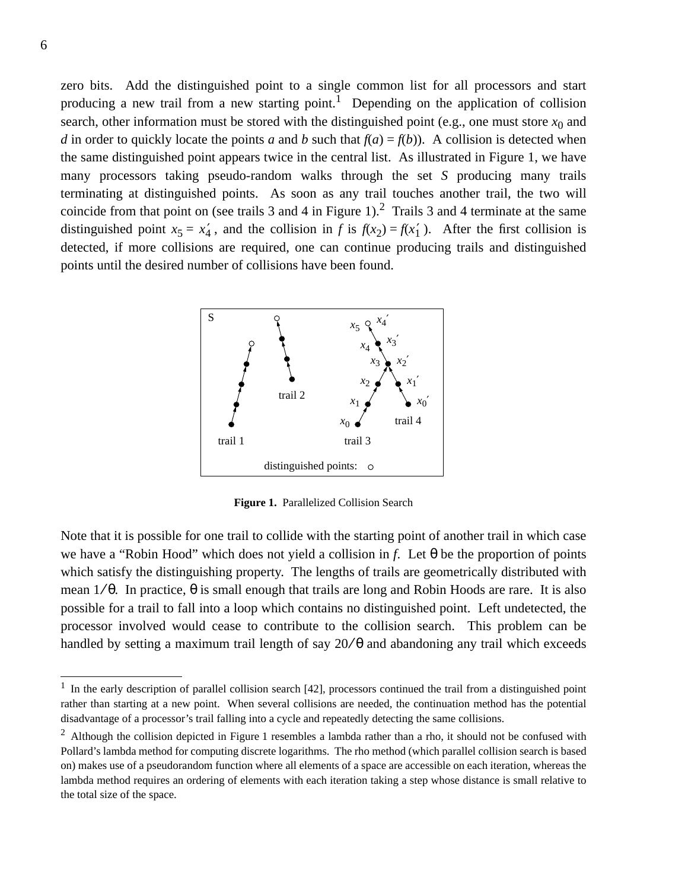zero bits. Add the distinguished point to a single common list for all processors and start producing a new trail from a new starting point.[1] Depending on the application of collision search, other information must be stored with the distinguished point (e.g., one must store $x_0$ and $d$ in order to quickly locate the points $a$ and $b$ such that $f(a) = f(b)$). A collision is detected when the same distinguished point appears twice in the central list. As illustrated in Figure 1, we have many processors taking pseudo-random walks through the set $S$ producing many trails terminating at distinguished points. As soon as any trail touches another trail, the two will coincide from that point on (see trails 3 and 4 in Figure 1).[2] Trails 3 and 4 terminate at the same distinguished point $x_5 = x'_4$, and the collision in $f$ is $f(x_2) = f(x'_1)$. After the first collision is detected, if more collisions are required, one can continue producing trails and distinguished points until the desired number of collisions have been found.

**Figure 1.** Parallelized Collision Search

Note that it is possible for one trail to collide with the starting point of another trail in which case we have a "Robin Hood" which does not yield a collision in $f$. Let $\theta$ be the proportion of points which satisfy the distinguishing property. The lengths of trails are geometrically distributed with mean $1/\theta$. In practice, $\theta$ is small enough that trails are long and Robin Hoods are rare. It is also possible for a trail to fall into a loop which contains no distinguished point. Left undetected, the processor involved would cease to contribute to the collision search. This problem can be handled by setting a maximum trail length of say $20/\theta$ and abandoning any trail which exceeds

---

[1] In the early description of parallel collision search [42], processors continued the trail from a distinguished point rather than starting at a new point. When several collisions are needed, the continuation method has the potential disadvantage of a processor's trail falling into a cycle and repeatedly detecting the same collisions.

[2] Although the collision depicted in Figure 1 resembles a lambda rather than a rho, it should not be confused with Pollard's lambda method for computing discrete logarithms. The rho method (which parallel collision search is based on) makes use of a pseudorandom function where all elements of a space are accessible on each iteration, whereas the lambda method requires an ordering of elements with each iteration taking a step whose distance is small relative to the total size of the space.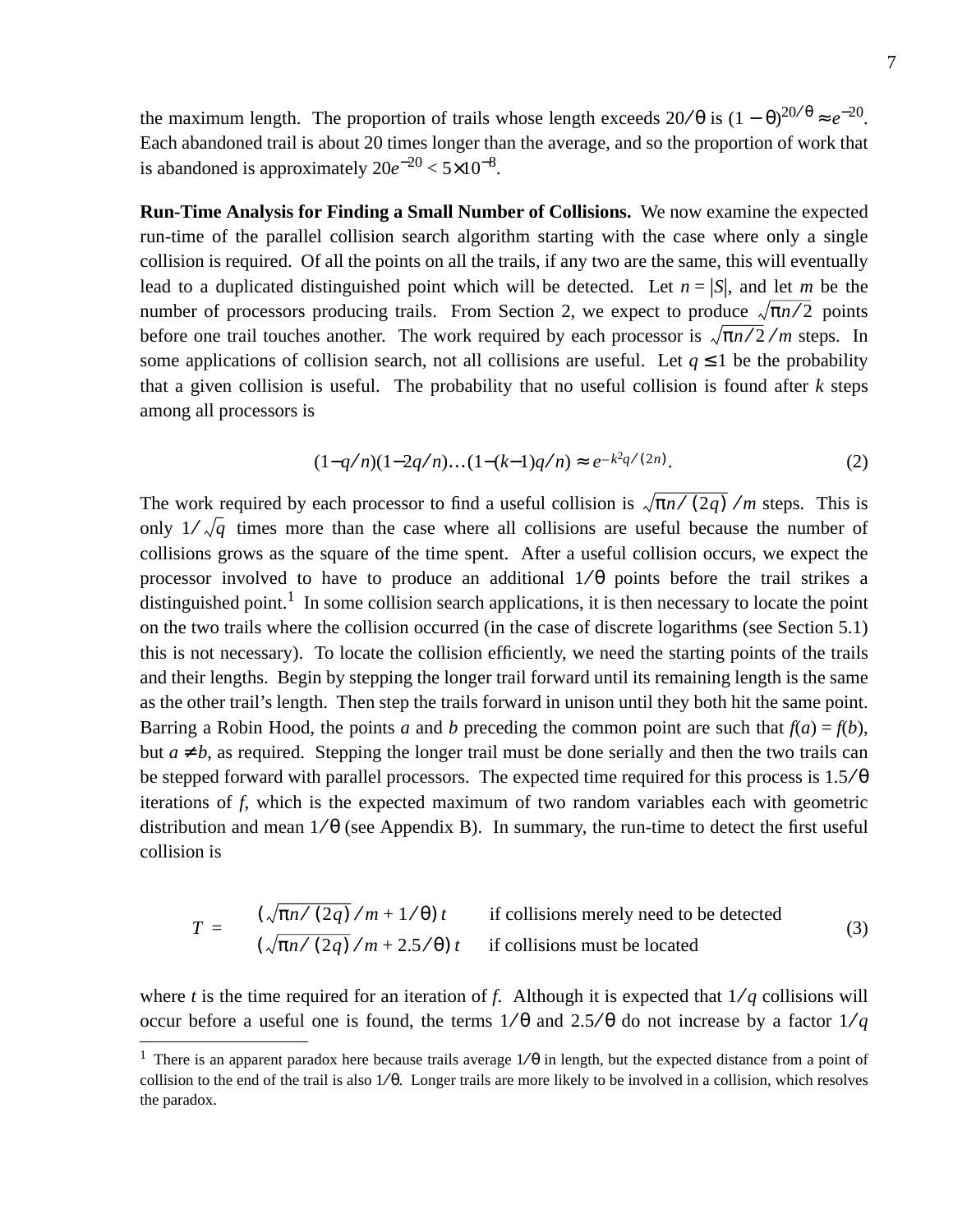the maximum length. The proportion of trails whose length exceeds $20/\theta$ is $(1-\theta)^{20/\theta} \approx e^{-20}$. Each abandoned trail is about 20 times longer than the average, and so the proportion of work that is abandoned is approximately $20e^{-20} < 5\times10^{-8}$.

**Run-Time Analysis for Finding a Small Number of Collisions.** We now examine the expected run-time of the parallel collision search algorithm starting with the case where only a single collision is required. Of all the points on all the trails, if any two are the same, this will eventually lead to a duplicated distinguished point which will be detected. Let $n = |S|$, and let $m$ be the number of processors producing trails. From Section 2, we expect to produce $\sqrt{\pi n/2}$ points before one trail touches another. The work required by each processor is $\sqrt{\pi n/2}/m$ steps. In some applications of collision search, not all collisions are useful. Let $q \le 1$ be the probability that a given collision is useful. The probability that no useful collision is found after $k$ steps among all processors is

$$(1-q/n)(1-2q/n)\ldots(1-(k-1)q/n) \approx e^{-k^2 q/(2n)}. \tag{2}$$

The work required by each processor to find a useful collision is $\sqrt{\pi n/(2q)}/m$ steps. This is only $1/\sqrt{q}$ times more than the case where all collisions are useful because the number of collisions grows as the square of the time spent. After a useful collision occurs, we expect the processor involved to have to produce an additional $1/\theta$ points before the trail strikes a distinguished point.[1] In some collision search applications, it is then necessary to locate the point on the two trails where the collision occurred (in the case of discrete logarithms (see Section 5.1) this is not necessary). To locate the collision efficiently, we need the starting points of the trails and their lengths. Begin by stepping the longer trail forward until its remaining length is the same as the other trail's length. Then step the trails forward in unison until they both hit the same point. Barring a Robin Hood, the points $a$ and $b$ preceding the common point are such that $f(a) = f(b)$, but $a \ne b$, as required. Stepping the longer trail must be done serially and then the two trails can be stepped forward with parallel processors. The expected time required for this process is $1.5/\theta$ iterations of $f$, which is the expected maximum of two random variables each with geometric distribution and mean $1/\theta$ (see Appendix B). In summary, the run-time to detect the first useful collision is

$$T = \begin{cases} \left(\sqrt{\pi n/(2q)}/m + 1/\theta\right) t & \text{if collisions merely need to be detected} \\ \left(\sqrt{\pi n/(2q)}/m + 2.5/\theta\right) t & \text{if collisions must be located} \end{cases} \tag{3}$$

where $t$ is the time required for an iteration of $f$. Although it is expected that $1/q$ collisions will occur before a useful one is found, the terms $1/\theta$ and $2.5/\theta$ do not increase by a factor $1/q$

[1] There is an apparent paradox here because trails average $1/\theta$ in length, but the expected distance from a point of collision to the end of the trail is also $1/\theta$. Longer trails are more likely to be involved in a collision, which resolves the paradox.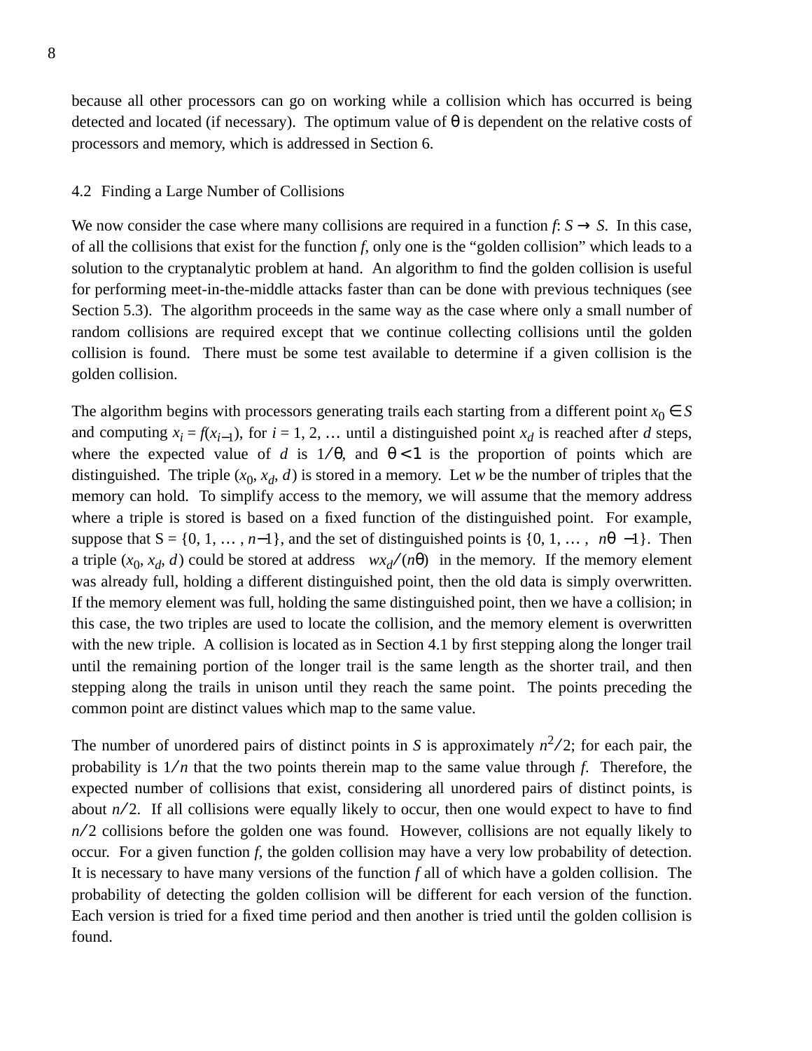because all other processors can go on working while a collision which has occurred is being detected and located (if necessary). The optimum value of $\theta$ is dependent on the relative costs of processors and memory, which is addressed in Section 6.

### 4.2 Finding a Large Number of Collisions

We now consider the case where many collisions are required in a function $f$: $S \rightarrow S$. In this case, of all the collisions that exist for the function $f$, only one is the "golden collision" which leads to a solution to the cryptanalytic problem at hand. An algorithm to find the golden collision is useful for performing meet-in-the-middle attacks faster than can be done with previous techniques (see Section 5.3). The algorithm proceeds in the same way as the case where only a small number of random collisions are required except that we continue collecting collisions until the golden collision is found. There must be some test available to determine if a given collision is the golden collision.

The algorithm begins with processors generating trails each starting from a different point $x_0 \in S$ and computing $x_i = f(x_{i-1})$, for $i = 1, 2, \ldots$ until a distinguished point $x_d$ is reached after $d$ steps, where the expected value of $d$ is $1/\theta$, and $\theta < 1$ is the proportion of points which are distinguished. The triple $(x_0, x_d, d)$ is stored in a memory. Let $w$ be the number of triples that the memory can hold. To simplify access to the memory, we will assume that the memory address where a triple is stored is based on a fixed function of the distinguished point. For example, suppose that S = $\{0, 1, \ldots, n-1\}$, and the set of distinguished points is $\{0, 1, \ldots, \lceil n\theta \rceil - 1\}$. Then a triple $(x_0, x_d, d)$ could be stored at address $\lfloor wx_d/(n\theta) \rfloor$ in the memory. If the memory element was already full, holding a different distinguished point, then the old data is simply overwritten. If the memory element was full, holding the same distinguished point, then we have a collision; in this case, the two triples are used to locate the collision, and the memory element is overwritten with the new triple. A collision is located as in Section 4.1 by first stepping along the longer trail until the remaining portion of the longer trail is the same length as the shorter trail, and then stepping along the trails in unison until they reach the same point. The points preceding the common point are distinct values which map to the same value.

The number of unordered pairs of distinct points in $S$ is approximately $n^2/2$; for each pair, the probability is $1/n$ that the two points therein map to the same value through $f$. Therefore, the expected number of collisions that exist, considering all unordered pairs of distinct points, is about $n/2$. If all collisions were equally likely to occur, then one would expect to have to find $n/2$ collisions before the golden one was found. However, collisions are not equally likely to occur. For a given function $f$, the golden collision may have a very low probability of detection. It is necessary to have many versions of the function $f$ all of which have a golden collision. The probability of detecting the golden collision will be different for each version of the function. Each version is tried for a fixed time period and then another is tried until the golden collision is found.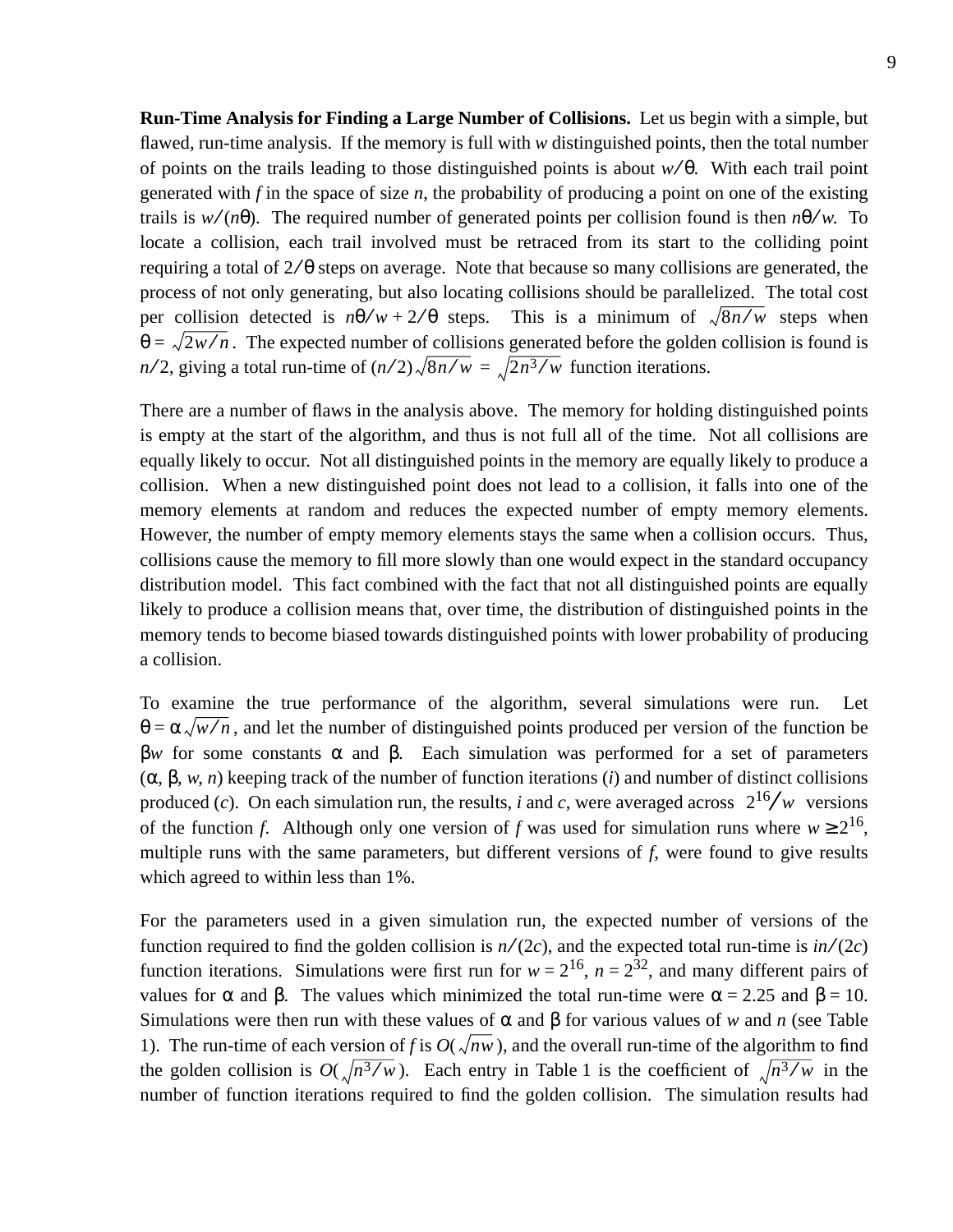**Run-Time Analysis for Finding a Large Number of Collisions.** Let us begin with a simple, but flawed, run-time analysis. If the memory is full with $w$ distinguished points, then the total number of points on the trails leading to those distinguished points is about $w/\theta$. With each trail point generated with $f$ in the space of size $n$, the probability of producing a point on one of the existing trails is $w/(n\theta)$. The required number of generated points per collision found is then $n\theta/w$. To locate a collision, each trail involved must be retraced from its start to the colliding point requiring a total of $2/\theta$ steps on average. Note that because so many collisions are generated, the process of not only generating, but also locating collisions should be parallelized. The total cost per collision detected is $n\theta/w + 2/\theta$ steps. This is a minimum of $\sqrt{8n/w}$ steps when $\theta = \sqrt{2w/n}$. The expected number of collisions generated before the golden collision is found is $n/2$, giving a total run-time of $(n/2)\sqrt{8n/w} = \sqrt{2n^3/w}$ function iterations.

There are a number of flaws in the analysis above. The memory for holding distinguished points is empty at the start of the algorithm, and thus is not full all of the time. Not all collisions are equally likely to occur. Not all distinguished points in the memory are equally likely to produce a collision. When a new distinguished point does not lead to a collision, it falls into one of the memory elements at random and reduces the expected number of empty memory elements. However, the number of empty memory elements stays the same when a collision occurs. Thus, collisions cause the memory to fill more slowly than one would expect in the standard occupancy distribution model. This fact combined with the fact that not all distinguished points are equally likely to produce a collision means that, over time, the distribution of distinguished points in the memory tends to become biased towards distinguished points with lower probability of producing a collision.

To examine the true performance of the algorithm, several simulations were run. Let $\theta = \alpha\sqrt{w/n}$, and let the number of distinguished points produced per version of the function be $\beta w$ for some constants $\alpha$ and $\beta$. Each simulation was performed for a set of parameters ($\alpha$, $\beta$, $w$, $n$) keeping track of the number of function iterations ($i$) and number of distinct collisions produced ($c$). On each simulation run, the results, $i$ and $c$, were averaged across $2^{16}/w$ versions of the function $f$. Although only one version of $f$ was used for simulation runs where $w \geq 2^{16}$, multiple runs with the same parameters, but different versions of $f$, were found to give results which agreed to within less than 1%.

For the parameters used in a given simulation run, the expected number of versions of the function required to find the golden collision is $n/(2c)$, and the expected total run-time is $in/(2c)$ function iterations. Simulations were first run for $w = 2^{16}$, $n = 2^{32}$, and many different pairs of values for $\alpha$ and $\beta$. The values which minimized the total run-time were $\alpha = 2.25$ and $\beta = 10$. Simulations were then run with these values of $\alpha$ and $\beta$ for various values of $w$ and $n$ (see Table 1). The run-time of each version of $f$ is $O(\sqrt{nw})$, and the overall run-time of the algorithm to find the golden collision is $O(\sqrt{n^3/w})$. Each entry in Table 1 is the coefficient of $\sqrt{n^3/w}$ in the number of function iterations required to find the golden collision. The simulation results had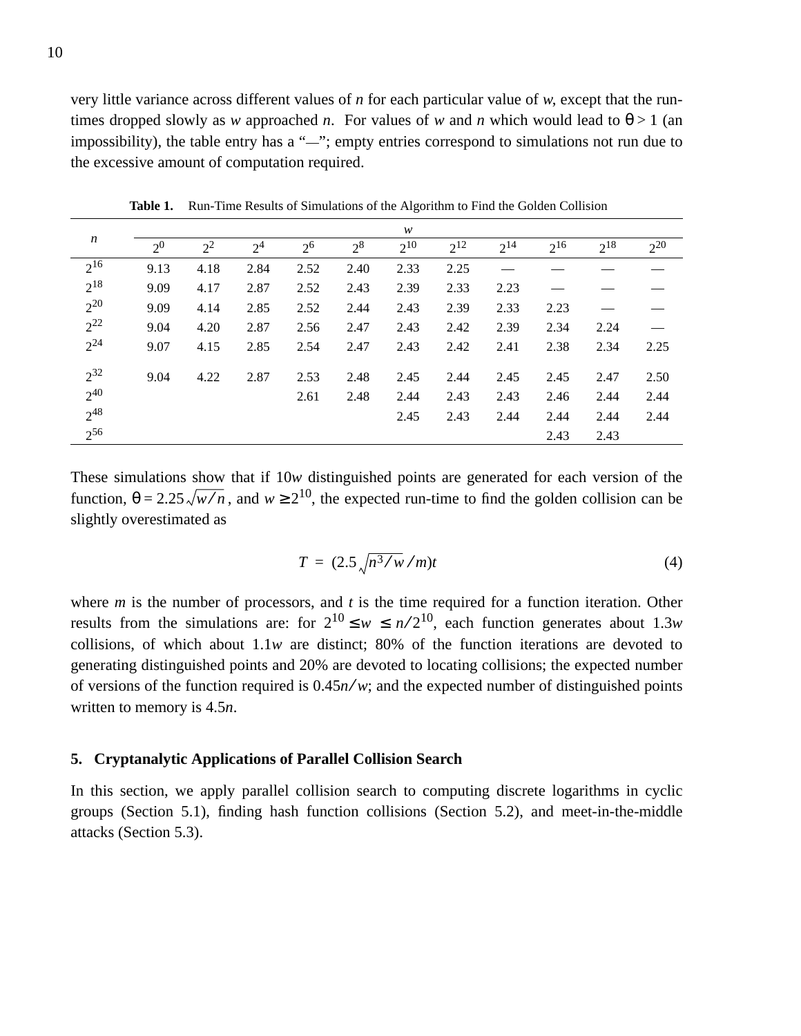very little variance across different values of $n$ for each particular value of $w$, except that the run-times dropped slowly as $w$ approached $n$. For values of $w$ and $n$ which would lead to $\theta > 1$ (an impossibility), the table entry has a "—"; empty entries correspond to simulations not run due to the excessive amount of computation required.

**Table 1.** Run-Time Results of Simulations of the Algorithm to Find the Golden Collision

| $n$ | $w$ | | | | | | | | | | |
|---|---|---|---|---|---|---|---|---|---|---|---|
| | $2^0$ | $2^2$ | $2^4$ | $2^6$ | $2^8$ | $2^{10}$ | $2^{12}$ | $2^{14}$ | $2^{16}$ | $2^{18}$ | $2^{20}$ |
| $2^{16}$ | 9.13 | 4.18 | 2.84 | 2.52 | 2.40 | 2.33 | 2.25 | — | — | — | — |
| $2^{18}$ | 9.09 | 4.17 | 2.87 | 2.52 | 2.43 | 2.39 | 2.33 | 2.23 | — | — | — |
| $2^{20}$ | 9.09 | 4.14 | 2.85 | 2.52 | 2.44 | 2.43 | 2.39 | 2.33 | 2.23 | — | — |
| $2^{22}$ | 9.04 | 4.20 | 2.87 | 2.56 | 2.47 | 2.43 | 2.42 | 2.39 | 2.34 | 2.24 | — |
| $2^{24}$ | 9.07 | 4.15 | 2.85 | 2.54 | 2.47 | 2.43 | 2.42 | 2.41 | 2.38 | 2.34 | 2.25 |
| $2^{32}$ | 9.04 | 4.22 | 2.87 | 2.53 | 2.48 | 2.45 | 2.44 | 2.45 | 2.45 | 2.47 | 2.50 |
| $2^{40}$ | | | | 2.61 | 2.48 | 2.44 | 2.43 | 2.43 | 2.46 | 2.44 | 2.44 |
| $2^{48}$ | | | | | | 2.45 | 2.43 | 2.44 | 2.44 | 2.44 | 2.44 |
| $2^{56}$ | | | | | | | | | 2.43 | 2.43 | |

These simulations show that if $10w$ distinguished points are generated for each version of the function, $\theta = 2.25\sqrt{w/n}$, and $w \geq 2^{10}$, the expected run-time to find the golden collision can be slightly overestimated as

$$T = (2.5\sqrt{n^3/w}/m)t \tag{4}$$

where $m$ is the number of processors, and $t$ is the time required for a function iteration. Other results from the simulations are: for $2^{10} \leq w \leq n/2^{10}$, each function generates about $1.3w$ collisions, of which about $1.1w$ are distinct; 80% of the function iterations are devoted to generating distinguished points and 20% are devoted to locating collisions; the expected number of versions of the function required is $0.45n/w$; and the expected number of distinguished points written to memory is $4.5n$.

## 5. Cryptanalytic Applications of Parallel Collision Search

In this section, we apply parallel collision search to computing discrete logarithms in cyclic groups (Section 5.1), finding hash function collisions (Section 5.2), and meet-in-the-middle attacks (Section 5.3).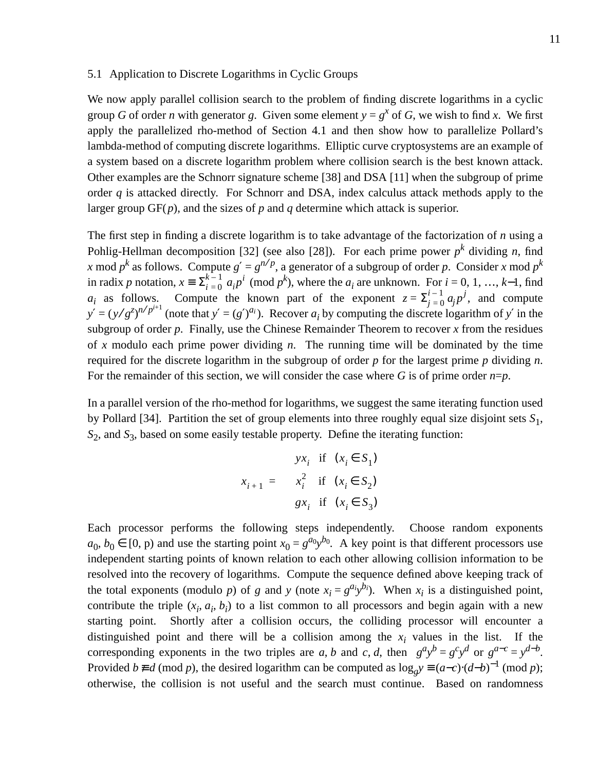### 5.1 Application to Discrete Logarithms in Cyclic Groups

We now apply parallel collision search to the problem of finding discrete logarithms in a cyclic group $G$ of order $n$ with generator $g$. Given some element $y = g^x$ of $G$, we wish to find $x$. We first apply the parallelized rho-method of Section 4.1 and then show how to parallelize Pollard's lambda-method of computing discrete logarithms. Elliptic curve cryptosystems are an example of a system based on a discrete logarithm problem where collision search is the best known attack. Other examples are the Schnorr signature scheme [38] and DSA [11] when the subgroup of prime order $q$ is attacked directly. For Schnorr and DSA, index calculus attack methods apply to the larger group GF($p$), and the sizes of $p$ and $q$ determine which attack is superior.

The first step in finding a discrete logarithm is to take advantage of the factorization of $n$ using a Pohlig-Hellman decomposition [32] (see also [28]). For each prime power $p^k$ dividing $n$, find $x \bmod p^k$ as follows. Compute $g' = g^{n/p}$, a generator of a subgroup of order $p$. Consider $x \bmod p^k$ in radix $p$ notation, $x \equiv \Sigma_{i=0}^{k-1} a_i p^i \pmod{p^k}$, where the $a_i$ are unknown. For $i = 0, 1, \ldots, k-1$, find $a_i$ as follows. Compute the known part of the exponent $z = \Sigma_{j=0}^{i-1} a_j p^j$, and compute $y' = (y/g^z)^{n/p^{i+1}}$ (note that $y' = (g')^{a_i}$). Recover $a_i$ by computing the discrete logarithm of $y'$ in the subgroup of order $p$. Finally, use the Chinese Remainder Theorem to recover $x$ from the residues of $x$ modulo each prime power dividing $n$. The running time will be dominated by the time required for the discrete logarithm in the subgroup of order $p$ for the largest prime $p$ dividing $n$. For the remainder of this section, we will consider the case where $G$ is of prime order $n$=$p$.

In a parallel version of the rho-method for logarithms, we suggest the same iterating function used by Pollard [34]. Partition the set of group elements into three roughly equal size disjoint sets $S_1$, $S_2$, and $S_3$, based on some easily testable property. Define the iterating function:

$$x_{i+1} = \begin{cases} y x_i & \text{if } (x_i \in S_1) \\ x_i^2 & \text{if } (x_i \in S_2) \\ g x_i & \text{if } (x_i \in S_3) \end{cases}$$

Each processor performs the following steps independently. Choose random exponents $a_0, b_0 \in [0, p)$ and use the starting point $x_0 = g^{a_0} y^{b_0}$. A key point is that different processors use independent starting points of known relation to each other allowing collision information to be resolved into the recovery of logarithms. Compute the sequence defined above keeping track of the total exponents (modulo $p$) of $g$ and $y$ (note $x_i = g^{a_i} y^{b_i}$). When $x_i$ is a distinguished point, contribute the triple ($x_i$, $a_i$, $b_i$) to a list common to all processors and begin again with a new starting point. Shortly after a collision occurs, the colliding processor will encounter a distinguished point and there will be a collision among the $x_i$ values in the list. If the corresponding exponents in the two triples are $a, b$ and $c, d$, then $g^a y^b = g^c y^d$ or $g^{a-c} = y^{d-b}$. Provided $b \not\equiv d \pmod{p}$, the desired logarithm can be computed as $\log_g y \equiv (a-c) \cdot (d-b)^{-1} \pmod{p}$; otherwise, the collision is not useful and the search must continue. Based on randomness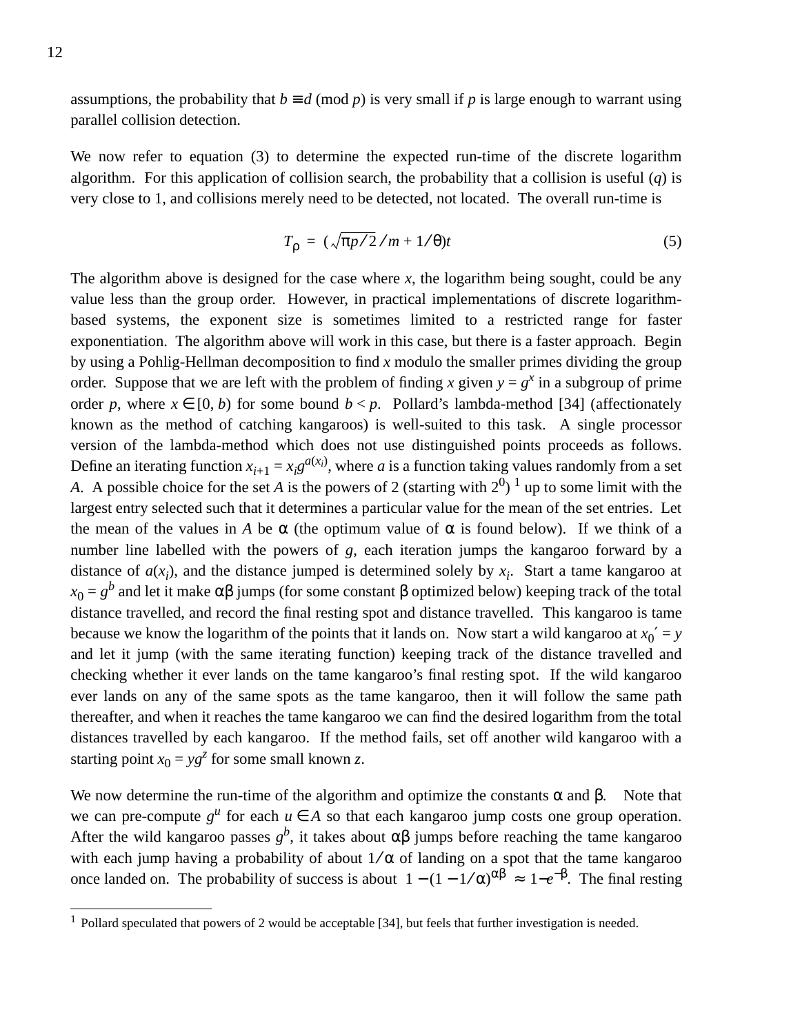assumptions, the probability that $b \equiv d \pmod{p}$ is very small if $p$ is large enough to warrant using parallel collision detection.

We now refer to equation (3) to determine the expected run-time of the discrete logarithm algorithm. For this application of collision search, the probability that a collision is useful ($q$) is very close to 1, and collisions merely need to be detected, not located. The overall run-time is

$$T_\rho = \left(\sqrt{\pi p/2}/m + 1/\theta\right)t \tag{5}$$

The algorithm above is designed for the case where $x$, the logarithm being sought, could be any value less than the group order. However, in practical implementations of discrete logarithm-based systems, the exponent size is sometimes limited to a restricted range for faster exponentiation. The algorithm above will work in this case, but there is a faster approach. Begin by using a Pohlig-Hellman decomposition to find $x$ modulo the smaller primes dividing the group order. Suppose that we are left with the problem of finding $x$ given $y = g^x$ in a subgroup of prime order $p$, where $x \in [0, b)$ for some bound $b < p$. Pollard's lambda-method [34] (affectionately known as the method of catching kangaroos) is well-suited to this task. A single processor version of the lambda-method which does not use distinguished points proceeds as follows. Define an iterating function $x_{i+1} = x_i g^{a(x_i)}$, where $a$ is a function taking values randomly from a set $A$. A possible choice for the set $A$ is the powers of 2 (starting with $2^0$) [1] up to some limit with the largest entry selected such that it determines a particular value for the mean of the set entries. Let the mean of the values in $A$ be $\alpha$ (the optimum value of $\alpha$ is found below). If we think of a number line labelled with the powers of $g$, each iteration jumps the kangaroo forward by a distance of $a(x_i)$, and the distance jumped is determined solely by $x_i$. Start a tame kangaroo at $x_0 = g^b$ and let it make $\alpha\beta$ jumps (for some constant $\beta$ optimized below) keeping track of the total distance travelled, and record the final resting spot and distance travelled. This kangaroo is tame because we know the logarithm of the points that it lands on. Now start a wild kangaroo at $x_0' = y$ and let it jump (with the same iterating function) keeping track of the distance travelled and checking whether it ever lands on the tame kangaroo's final resting spot. If the wild kangaroo ever lands on any of the same spots as the tame kangaroo, then it will follow the same path thereafter, and when it reaches the tame kangaroo we can find the desired logarithm from the total distances travelled by each kangaroo. If the method fails, set off another wild kangaroo with a starting point $x_0 = yg^z$ for some small known $z$.

We now determine the run-time of the algorithm and optimize the constants $\alpha$ and $\beta$. Note that we can pre-compute $g^u$ for each $u \in A$ so that each kangaroo jump costs one group operation. After the wild kangaroo passes $g^b$, it takes about $\alpha\beta$ jumps before reaching the tame kangaroo with each jump having a probability of about $1/\alpha$ of landing on a spot that the tame kangaroo once landed on. The probability of success is about $1 - (1 - 1/\alpha)^{\alpha\beta} \approx 1 - e^{-\beta}$. The final resting

---

[1] Pollard speculated that powers of 2 would be acceptable [34], but feels that further investigation is needed.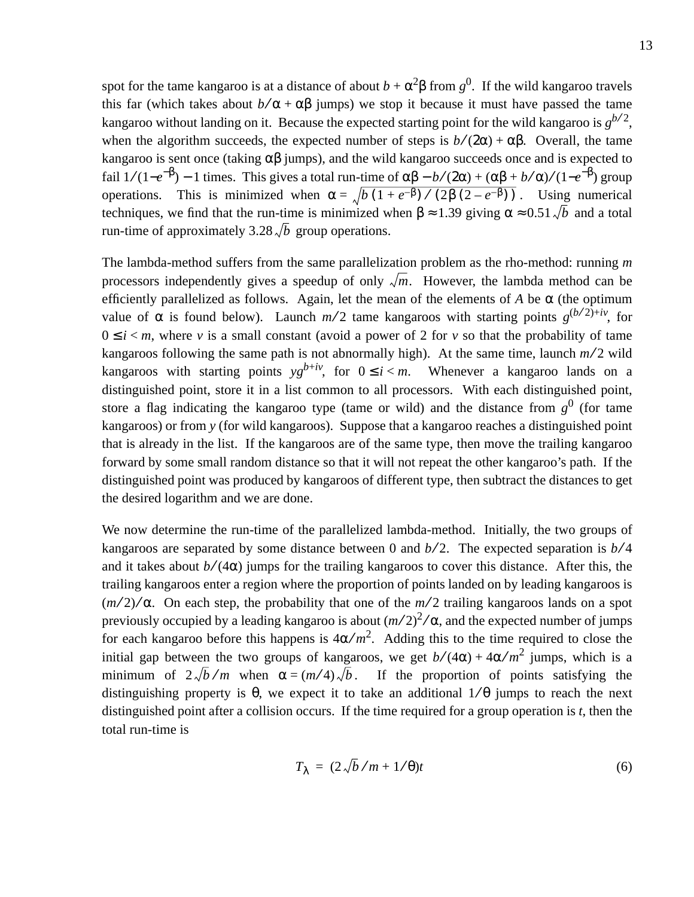spot for the tame kangaroo is at a distance of about $b + \alpha^2\beta$ from $g^0$. If the wild kangaroo travels this far (which takes about $b/\alpha + \alpha\beta$ jumps) we stop it because it must have passed the tame kangaroo without landing on it. Because the expected starting point for the wild kangaroo is $g^{b/2}$, when the algorithm succeeds, the expected number of steps is $b/(2\alpha) + \alpha\beta$. Overall, the tame kangaroo is sent once (taking $\alpha\beta$ jumps), and the wild kangaroo succeeds once and is expected to fail $1/(1-e^{-\beta}) - 1$ times. This gives a total run-time of $\alpha\beta - b/(2\alpha) + (\alpha\beta + b/\alpha)/(1-e^{-\beta})$ group operations. This is minimized when $\alpha = \sqrt{b(1+e^{-\beta})/(2\beta(2-e^{-\beta}))}$. Using numerical techniques, we find that the run-time is minimized when $\beta \approx 1.39$ giving $\alpha \approx 0.51\sqrt{b}$ and a total run-time of approximately $3.28\sqrt{b}$ group operations.

The lambda-method suffers from the same parallelization problem as the rho-method: running $m$ processors independently gives a speedup of only $\sqrt{m}$. However, the lambda method can be efficiently parallelized as follows. Again, let the mean of the elements of $A$ be $\alpha$ (the optimum value of $\alpha$ is found below). Launch $m/2$ tame kangaroos with starting points $g^{(b/2)+iv}$, for $0 \le i < m$, where $v$ is a small constant (avoid a power of 2 for $v$ so that the probability of tame kangaroos following the same path is not abnormally high). At the same time, launch $m/2$ wild kangaroos with starting points $yg^{b+iv}$, for $0 \le i < m$. Whenever a kangaroo lands on a distinguished point, store it in a list common to all processors. With each distinguished point, store a flag indicating the kangaroo type (tame or wild) and the distance from $g^0$ (for tame kangaroos) or from $y$ (for wild kangaroos). Suppose that a kangaroo reaches a distinguished point that is already in the list. If the kangaroos are of the same type, then move the trailing kangaroo forward by some small random distance so that it will not repeat the other kangaroo's path. If the distinguished point was produced by kangaroos of different type, then subtract the distances to get the desired logarithm and we are done.

We now determine the run-time of the parallelized lambda-method. Initially, the two groups of kangaroos are separated by some distance between 0 and $b/2$. The expected separation is $b/4$ and it takes about $b/(4\alpha)$ jumps for the trailing kangaroos to cover this distance. After this, the trailing kangaroos enter a region where the proportion of points landed on by leading kangaroos is $(m/2)/\alpha$. On each step, the probability that one of the $m/2$ trailing kangaroos lands on a spot previously occupied by a leading kangaroo is about $(m/2)^2/\alpha$, and the expected number of jumps for each kangaroo before this happens is $4\alpha/m^2$. Adding this to the time required to close the initial gap between the two groups of kangaroos, we get $b/(4\alpha) + 4\alpha/m^2$ jumps, which is a minimum of $2\sqrt{b}/m$ when $\alpha = (m/4)\sqrt{b}$. If the proportion of points satisfying the distinguishing property is $\theta$, we expect it to take an additional $1/\theta$ jumps to reach the next distinguished point after a collision occurs. If the time required for a group operation is $t$, then the total run-time is

$$T_\lambda = (2\sqrt{b}/m + 1/\theta)t \tag{6}$$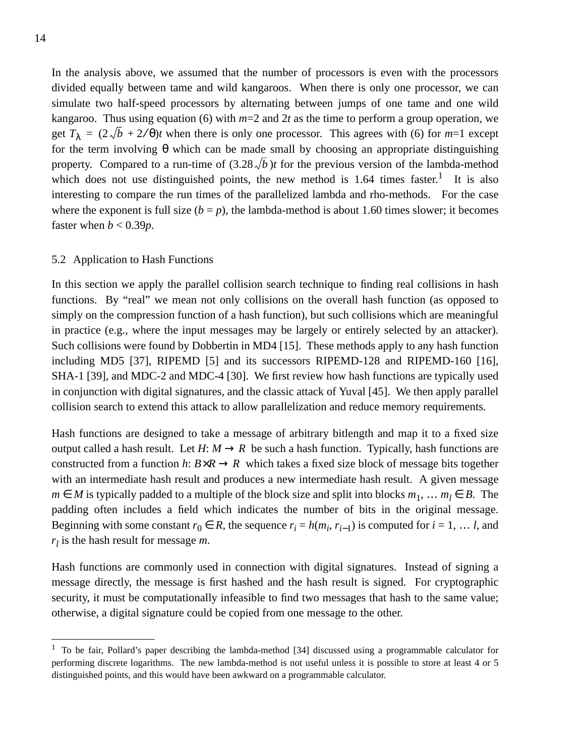In the analysis above, we assumed that the number of processors is even with the processors divided equally between tame and wild kangaroos. When there is only one processor, we can simulate two half-speed processors by alternating between jumps of one tame and one wild kangaroo. Thus using equation (6) with $m$=2 and $2t$ as the time to perform a group operation, we get $T_\lambda = (2\sqrt{b} + 2/\theta)t$ when there is only one processor. This agrees with (6) for $m$=1 except for the term involving $\theta$ which can be made small by choosing an appropriate distinguishing property. Compared to a run-time of $(3.28\sqrt{b})t$ for the previous version of the lambda-method which does not use distinguished points, the new method is 1.64 times faster.[1] It is also interesting to compare the run times of the parallelized lambda and rho-methods. For the case where the exponent is full size ($b = p$), the lambda-method is about 1.60 times slower; it becomes faster when $b < 0.39p$.

## 5.2 Application to Hash Functions

In this section we apply the parallel collision search technique to finding real collisions in hash functions. By "real" we mean not only collisions on the overall hash function (as opposed to simply on the compression function of a hash function), but such collisions which are meaningful in practice (e.g., where the input messages may be largely or entirely selected by an attacker). Such collisions were found by Dobbertin in MD4 [15]. These methods apply to any hash function including MD5 [37], RIPEMD [5] and its successors RIPEMD-128 and RIPEMD-160 [16], SHA-1 [39], and MDC-2 and MDC-4 [30]. We first review how hash functions are typically used in conjunction with digital signatures, and the classic attack of Yuval [45]. We then apply parallel collision search to extend this attack to allow parallelization and reduce memory requirements.

Hash functions are designed to take a message of arbitrary bitlength and map it to a fixed size output called a hash result. Let $H: M \rightarrow R$ be such a hash function. Typically, hash functions are constructed from a function $h: B \times R \rightarrow R$ which takes a fixed size block of message bits together with an intermediate hash result and produces a new intermediate hash result. A given message $m \in M$ is typically padded to a multiple of the block size and split into blocks $m_1, \ldots m_l \in B$. The padding often includes a field which indicates the number of bits in the original message. Beginning with some constant $r_0 \in R$, the sequence $r_i = h(m_i, r_{i-1})$ is computed for $i = 1, \ldots l$, and $r_l$ is the hash result for message $m$.

Hash functions are commonly used in connection with digital signatures. Instead of signing a message directly, the message is first hashed and the hash result is signed. For cryptographic security, it must be computationally infeasible to find two messages that hash to the same value; otherwise, a digital signature could be copied from one message to the other.

---

[1] To be fair, Pollard's paper describing the lambda-method [34] discussed using a programmable calculator for performing discrete logarithms. The new lambda-method is not useful unless it is possible to store at least 4 or 5 distinguished points, and this would have been awkward on a programmable calculator.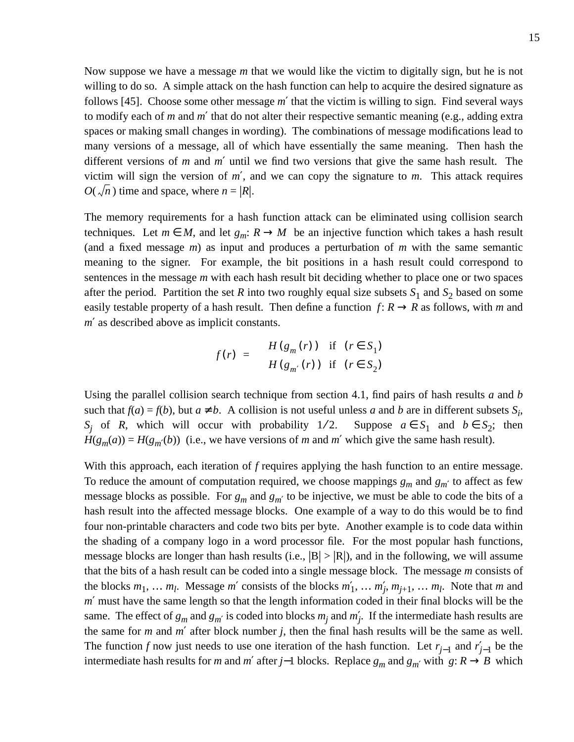Now suppose we have a message $m$ that we would like the victim to digitally sign, but he is not willing to do so. A simple attack on the hash function can help to acquire the desired signature as follows [45]. Choose some other message $m'$ that the victim is willing to sign. Find several ways to modify each of $m$ and $m'$ that do not alter their respective semantic meaning (e.g., adding extra spaces or making small changes in wording). The combinations of message modifications lead to many versions of a message, all of which have essentially the same meaning. Then hash the different versions of $m$ and $m'$ until we find two versions that give the same hash result. The victim will sign the version of $m'$, and we can copy the signature to $m$. This attack requires $O(\sqrt{n})$ time and space, where $n = |R|$.

The memory requirements for a hash function attack can be eliminated using collision search techniques. Let $m \in M$, and let $g_m$: $R \rightarrow M$ be an injective function which takes a hash result (and a fixed message $m$) as input and produces a perturbation of $m$ with the same semantic meaning to the signer. For example, the bit positions in a hash result could correspond to sentences in the message $m$ with each hash result bit deciding whether to place one or two spaces after the period. Partition the set $R$ into two roughly equal size subsets $S_1$ and $S_2$ based on some easily testable property of a hash result. Then define a function $f$: $R \rightarrow R$ as follows, with $m$ and $m'$ as described above as implicit constants.

$$f(r) = \begin{cases} H(g_m(r)) & \text{if } (r \in S_1) \\ H(g_{m'}(r)) & \text{if } (r \in S_2) \end{cases}$$

Using the parallel collision search technique from section 4.1, find pairs of hash results $a$ and $b$ such that $f(a) = f(b)$, but $a \neq b$. A collision is not useful unless $a$ and $b$ are in different subsets $S_i$, $S_j$ of $R$, which will occur with probability $1/2$. Suppose $a \in S_1$ and $b \in S_2$; then $H(g_m(a)) = H(g_{m'}(b))$ (i.e., we have versions of $m$ and $m'$ which give the same hash result).

With this approach, each iteration of $f$ requires applying the hash function to an entire message. To reduce the amount of computation required, we choose mappings $g_m$ and $g_{m'}$ to affect as few message blocks as possible. For $g_m$ and $g_{m'}$ to be injective, we must be able to code the bits of a hash result into the affected message blocks. One example of a way to do this would be to find four non-printable characters and code two bits per byte. Another example is to code data within the shading of a company logo in a word processor file. For the most popular hash functions, message blocks are longer than hash results (i.e., $|B| > |R|$), and in the following, we will assume that the bits of a hash result can be coded into a single message block. The message $m$ consists of the blocks $m_1, \ldots m_l$. Message $m'$ consists of the blocks $m'_1, \ldots m'_j, m_{j+1}, \ldots m_l$. Note that $m$ and $m'$ must have the same length so that the length information coded in their final blocks will be the same. The effect of $g_m$ and $g_{m'}$ is coded into blocks $m_j$ and $m'_j$. If the intermediate hash results are the same for $m$ and $m'$ after block number $j$, then the final hash results will be the same as well. The function $f$ now just needs to use one iteration of the hash function. Let $r_{j-1}$ and $r'_{j-1}$ be the intermediate hash results for $m$ and $m'$ after $j-1$ blocks. Replace $g_m$ and $g_{m'}$ with $g$: $R \rightarrow B$ which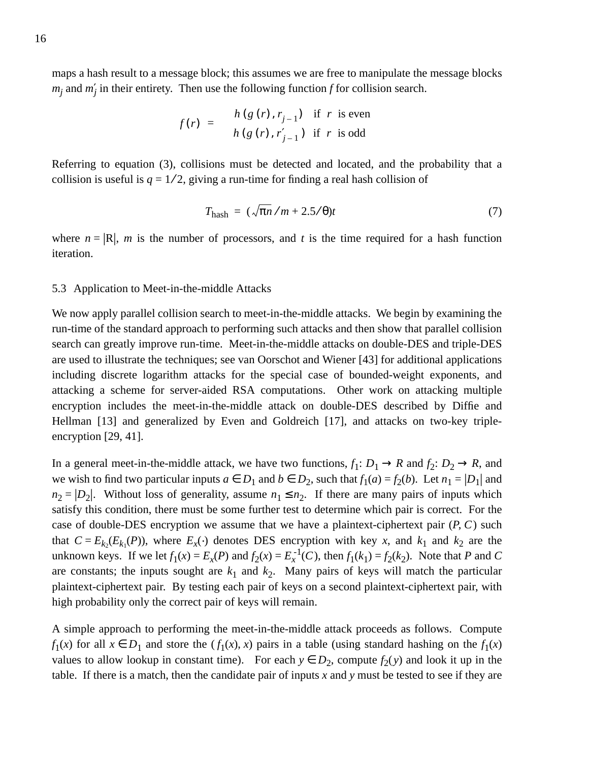maps a hash result to a message block; this assumes we are free to manipulate the message blocks $m_j$ and $m'_j$ in their entirety. Then use the following function $f$ for collision search.

$$f(r) = \begin{cases} h(g(r), r_{j-1}) & \text{if } r \text{ is even} \\ h(g(r), r'_{j-1}) & \text{if } r \text{ is odd} \end{cases}$$

Referring to equation (3), collisions must be detected and located, and the probability that a collision is useful is $q = 1/2$, giving a run-time for finding a real hash collision of

$$T_{\text{hash}} = (\sqrt{\pi n}/m + 2.5/\theta)t \tag{7}$$

where $n = |R|$, $m$ is the number of processors, and $t$ is the time required for a hash function iteration.

### 5.3 Application to Meet-in-the-middle Attacks

We now apply parallel collision search to meet-in-the-middle attacks. We begin by examining the run-time of the standard approach to performing such attacks and then show that parallel collision search can greatly improve run-time. Meet-in-the-middle attacks on double-DES and triple-DES are used to illustrate the techniques; see van Oorschot and Wiener [43] for additional applications including discrete logarithm attacks for the special case of bounded-weight exponents, and attacking a scheme for server-aided RSA computations. Other work on attacking multiple encryption includes the meet-in-the-middle attack on double-DES described by Diffie and Hellman [13] and generalized by Even and Goldreich [17], and attacks on two-key triple-encryption [29, 41].

In a general meet-in-the-middle attack, we have two functions, $f_1: D_1 \rightarrow R$ and $f_2: D_2 \rightarrow R$, and we wish to find two particular inputs $a \in D_1$ and $b \in D_2$, such that $f_1(a) = f_2(b)$. Let $n_1 = |D_1|$ and $n_2 = |D_2|$. Without loss of generality, assume $n_1 \leq n_2$. If there are many pairs of inputs which satisfy this condition, there must be some further test to determine which pair is correct. For the case of double-DES encryption we assume that we have a plaintext-ciphertext pair $(P, C)$ such that $C = E_{k_2}(E_{k_1}(P))$, where $E_x(\cdot)$ denotes DES encryption with key $x$, and $k_1$ and $k_2$ are the unknown keys. If we let $f_1(x) = E_x(P)$ and $f_2(x) = E_x^{-1}(C)$, then $f_1(k_1) = f_2(k_2)$. Note that $P$ and $C$ are constants; the inputs sought are $k_1$ and $k_2$. Many pairs of keys will match the particular plaintext-ciphertext pair. By testing each pair of keys on a second plaintext-ciphertext pair, with high probability only the correct pair of keys will remain.

A simple approach to performing the meet-in-the-middle attack proceeds as follows. Compute $f_1(x)$ for all $x \in D_1$ and store the $(f_1(x), x)$ pairs in a table (using standard hashing on the $f_1(x)$ values to allow lookup in constant time). For each $y \in D_2$, compute $f_2(y)$ and look it up in the table. If there is a match, then the candidate pair of inputs $x$ and $y$ must be tested to see if they are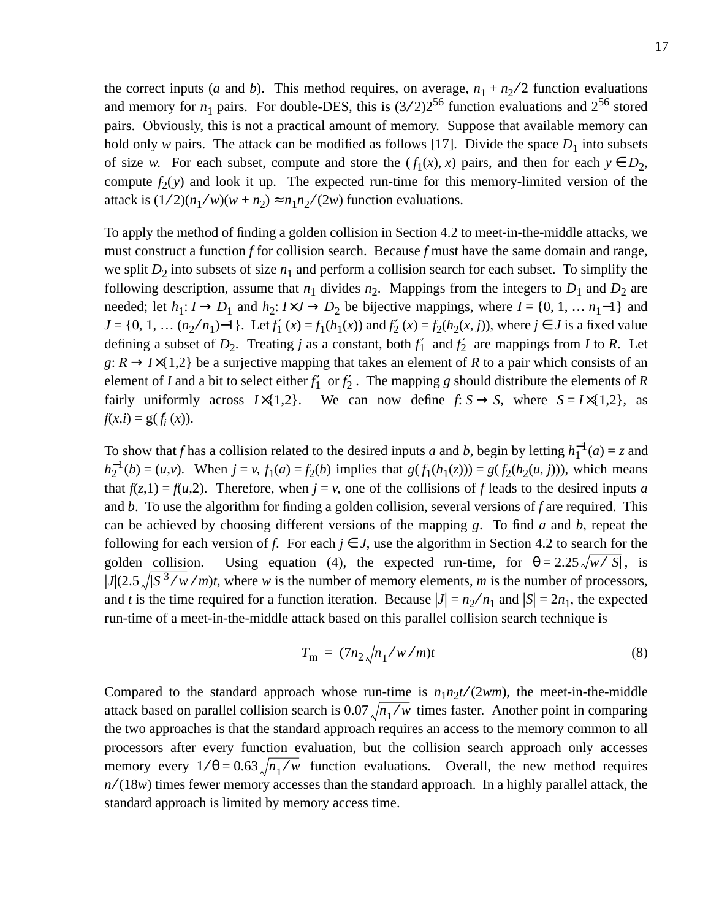the correct inputs ($a$ and $b$). This method requires, on average, $n_1 + n_2/2$ function evaluations and memory for $n_1$ pairs. For double-DES, this is $(3/2)2^{56}$ function evaluations and $2^{56}$ stored pairs. Obviously, this is not a practical amount of memory. Suppose that available memory can hold only $w$ pairs. The attack can be modified as follows [17]. Divide the space $D_1$ into subsets of size $w$. For each subset, compute and store the $(f_1(x), x)$ pairs, and then for each $y \in D_2$, compute $f_2(y)$ and look it up. The expected run-time for this memory-limited version of the attack is $(1/2)(n_1/w)(w + n_2) \approx n_1 n_2/(2w)$ function evaluations.

To apply the method of finding a golden collision in Section 4.2 to meet-in-the-middle attacks, we must construct a function $f$ for collision search. Because $f$ must have the same domain and range, we split $D_2$ into subsets of size $n_1$ and perform a collision search for each subset. To simplify the following description, assume that $n_1$ divides $n_2$. Mappings from the integers to $D_1$ and $D_2$ are needed; let $h_1 \colon I \to D_1$ and $h_2 \colon I \times J \to D_2$ be bijective mappings, where $I = \{0, 1, \ldots n_1 - 1\}$ and $J = \{0, 1, \ldots (n_2/n_1) - 1\}$. Let $f_1'(x) = f_1(h_1(x))$ and $f_2'(x) = f_2(h_2(x, j))$, where $j \in J$ is a fixed value defining a subset of $D_2$. Treating $j$ as a constant, both $f_1'$ and $f_2'$ are mappings from $I$ to $R$. Let $g \colon R \to I \times \{1,2\}$ be a surjective mapping that takes an element of $R$ to a pair which consists of an element of $I$ and a bit to select either $f_1'$ or $f_2'$. The mapping $g$ should distribute the elements of $R$ fairly uniformly across $I \times \{1,2\}$. We can now define $f \colon S \to S$, where $S = I \times \{1,2\}$, as $f(x,i) = g(f_i'(x))$.

To show that $f$ has a collision related to the desired inputs $a$ and $b$, begin by letting $h_1^{-1}(a) = z$ and $h_2^{-1}(b) = (u,v)$. When $j = v$, $f_1(a) = f_2(b)$ implies that $g(f_1(h_1(z))) = g(f_2(h_2(u, j)))$, which means that $f(z,1) = f(u,2)$. Therefore, when $j = v$, one of the collisions of $f$ leads to the desired inputs $a$ and $b$. To use the algorithm for finding a golden collision, several versions of $f$ are required. This can be achieved by choosing different versions of the mapping $g$. To find $a$ and $b$, repeat the following for each version of $f$. For each $j \in J$, use the algorithm in Section 4.2 to search for the golden collision. Using equation (4), the expected run-time, for $\theta = 2.25\sqrt{w/|S|}$, is $|J|(2.5\sqrt{|S|^3/w}/m)t$, where $w$ is the number of memory elements, $m$ is the number of processors, and $t$ is the time required for a function iteration. Because $|J| = n_2/n_1$ and $|S| = 2n_1$, the expected run-time of a meet-in-the-middle attack based on this parallel collision search technique is

$$T_{\mathrm{m}} = (7n_2\sqrt{n_1/w}/m)t \tag{8}$$

Compared to the standard approach whose run-time is $n_1 n_2 t/(2wm)$, the meet-in-the-middle attack based on parallel collision search is $0.07\sqrt{n_1/w}$ times faster. Another point in comparing the two approaches is that the standard approach requires an access to the memory common to all processors after every function evaluation, but the collision search approach only accesses memory every $1/\theta = 0.63\sqrt{n_1/w}$ function evaluations. Overall, the new method requires $n/(18w)$ times fewer memory accesses than the standard approach. In a highly parallel attack, the standard approach is limited by memory access time.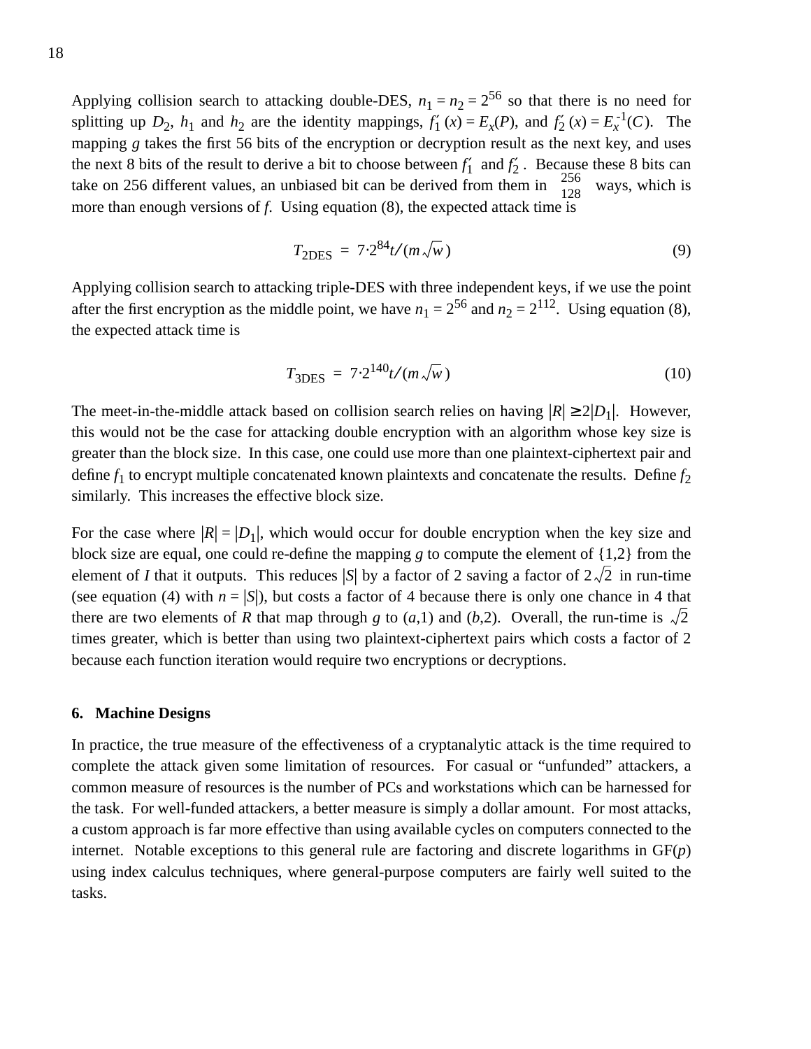Applying collision search to attacking double-DES, $n_1 = n_2 = 2^{56}$ so that there is no need for splitting up $D_2$, $h_1$ and $h_2$ are the identity mappings, $f'_1(x) = E_x(P)$, and $f'_2(x) = E_x^{-1}(C)$. The mapping $g$ takes the first 56 bits of the encryption or decryption result as the next key, and uses the next 8 bits of the result to derive a bit to choose between $f'_1$ and $f'_2$. Because these 8 bits can take on 256 different values, an unbiased bit can be derived from them in $\binom{256}{128}$ ways, which is more than enough versions of $f$. Using equation (8), the expected attack time is

$$T_{2\text{DES}} = 7 \cdot 2^{84} t / (m \sqrt{w}) \tag{9}$$

Applying collision search to attacking triple-DES with three independent keys, if we use the point after the first encryption as the middle point, we have $n_1 = 2^{56}$ and $n_2 = 2^{112}$. Using equation (8), the expected attack time is

$$T_{3\text{DES}} = 7 \cdot 2^{140} t / (m \sqrt{w}) \tag{10}$$

The meet-in-the-middle attack based on collision search relies on having $|R| \geq 2|D_1|$. However, this would not be the case for attacking double encryption with an algorithm whose key size is greater than the block size. In this case, one could use more than one plaintext-ciphertext pair and define $f_1$ to encrypt multiple concatenated known plaintexts and concatenate the results. Define $f_2$ similarly. This increases the effective block size.

For the case where $|R| = |D_1|$, which would occur for double encryption when the key size and block size are equal, one could re-define the mapping $g$ to compute the element of {1,2} from the element of $I$ that it outputs. This reduces $|S|$ by a factor of 2 saving a factor of $2\sqrt{2}$ in run-time (see equation (4) with $n = |S|$), but costs a factor of 4 because there is only one chance in 4 that there are two elements of $R$ that map through $g$ to $(a,1)$ and $(b,2)$. Overall, the run-time is $\sqrt{2}$ times greater, which is better than using two plaintext-ciphertext pairs which costs a factor of 2 because each function iteration would require two encryptions or decryptions.

## 6. Machine Designs

In practice, the true measure of the effectiveness of a cryptanalytic attack is the time required to complete the attack given some limitation of resources. For casual or "unfunded" attackers, a common measure of resources is the number of PCs and workstations which can be harnessed for the task. For well-funded attackers, a better measure is simply a dollar amount. For most attacks, a custom approach is far more effective than using available cycles on computers connected to the internet. Notable exceptions to this general rule are factoring and discrete logarithms in GF($p$) using index calculus techniques, where general-purpose computers are fairly well suited to the tasks.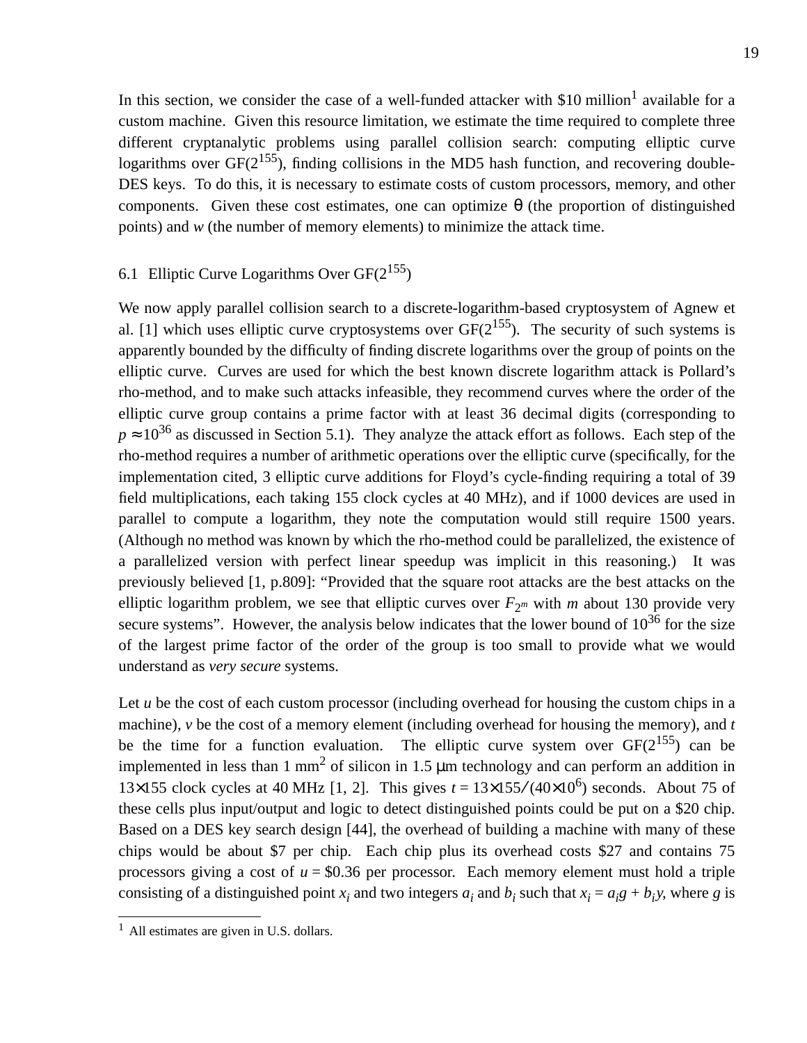In this section, we consider the case of a well-funded attacker with \$10 million[1] available for a custom machine. Given this resource limitation, we estimate the time required to complete three different cryptanalytic problems using parallel collision search: computing elliptic curve logarithms over $GF(2^{155})$, finding collisions in the MD5 hash function, and recovering double-DES keys. To do this, it is necessary to estimate costs of custom processors, memory, and other components. Given these cost estimates, one can optimize $\theta$ (the proportion of distinguished points) and $w$ (the number of memory elements) to minimize the attack time.

### 6.1 Elliptic Curve Logarithms Over $GF(2^{155})$

We now apply parallel collision search to a discrete-logarithm-based cryptosystem of Agnew et al. [1] which uses elliptic curve cryptosystems over $GF(2^{155})$. The security of such systems is apparently bounded by the difficulty of finding discrete logarithms over the group of points on the elliptic curve. Curves are used for which the best known discrete logarithm attack is Pollard's rho-method, and to make such attacks infeasible, they recommend curves where the order of the elliptic curve group contains a prime factor with at least 36 decimal digits (corresponding to $p \approx 10^{36}$ as discussed in Section 5.1). They analyze the attack effort as follows. Each step of the rho-method requires a number of arithmetic operations over the elliptic curve (specifically, for the implementation cited, 3 elliptic curve additions for Floyd's cycle-finding requiring a total of 39 field multiplications, each taking 155 clock cycles at 40 MHz), and if 1000 devices are used in parallel to compute a logarithm, they note the computation would still require 1500 years. (Although no method was known by which the rho-method could be parallelized, the existence of a parallelized version with perfect linear speedup was implicit in this reasoning.) It was previously believed [1, p.809]: "Provided that the square root attacks are the best attacks on the elliptic logarithm problem, we see that elliptic curves over $F_{2^m}$ with $m$ about 130 provide very secure systems". However, the analysis below indicates that the lower bound of $10^{36}$ for the size of the largest prime factor of the order of the group is too small to provide what we would understand as *very secure* systems.

Let $u$ be the cost of each custom processor (including overhead for housing the custom chips in a machine), $v$ be the cost of a memory element (including overhead for housing the memory), and $t$ be the time for a function evaluation. The elliptic curve system over $GF(2^{155})$ can be implemented in less than 1 mm$^2$ of silicon in 1.5 μm technology and can perform an addition in $13 \times 155$ clock cycles at 40 MHz [1, 2]. This gives $t = 13 \times 155 / (40 \times 10^6)$ seconds. About 75 of these cells plus input/output and logic to detect distinguished points could be put on a \$20 chip. Based on a DES key search design [44], the overhead of building a machine with many of these chips would be about \$7 per chip. Each chip plus its overhead costs \$27 and contains 75 processors giving a cost of $u = \$0.36$ per processor. Each memory element must hold a triple consisting of a distinguished point $x_i$ and two integers $a_i$ and $b_i$ such that $x_i = a_i g + b_i y$, where $g$ is

[1] All estimates are given in U.S. dollars.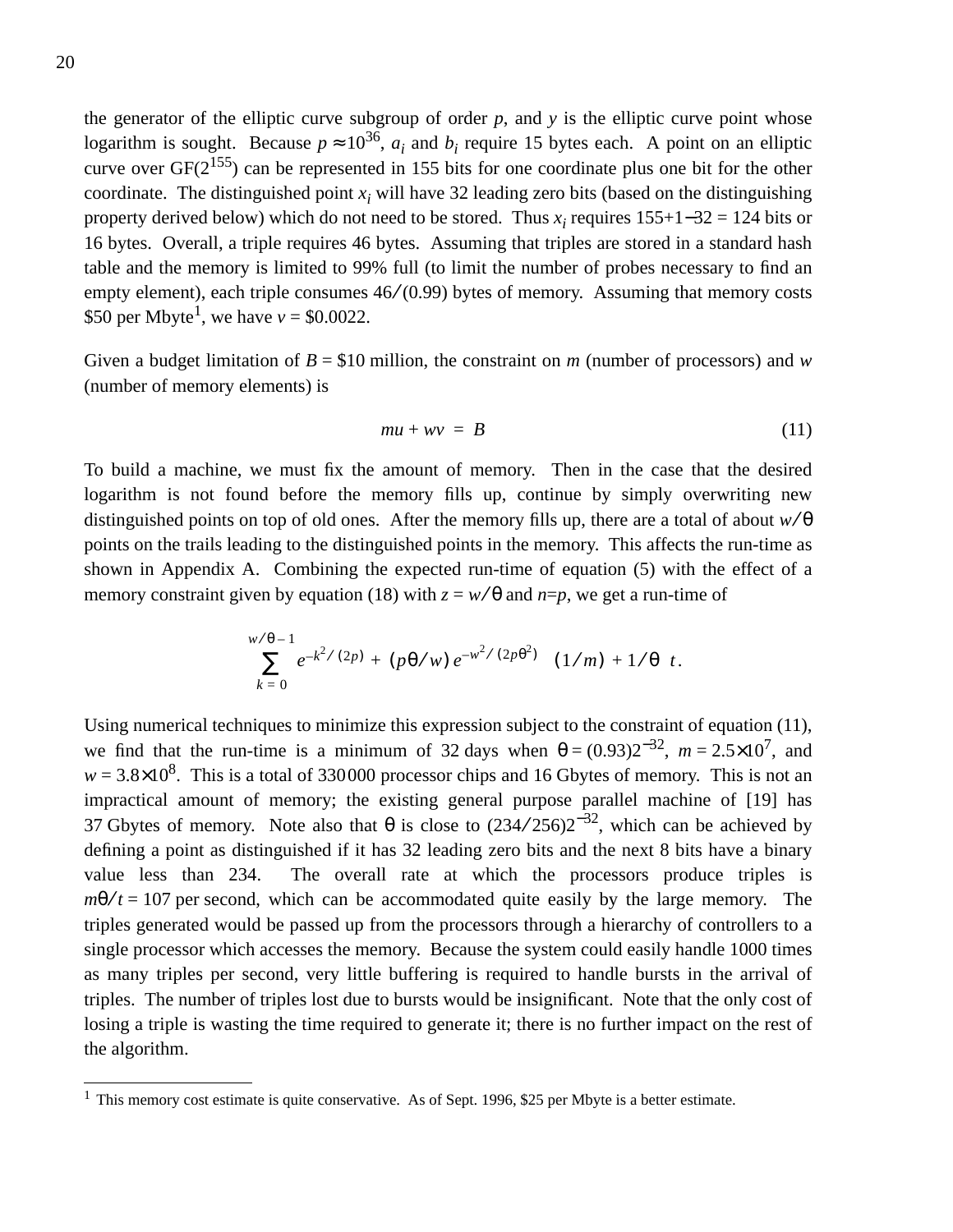the generator of the elliptic curve subgroup of order $p$, and $y$ is the elliptic curve point whose logarithm is sought. Because $p \approx 10^{36}$, $a_i$ and $b_i$ require 15 bytes each. A point on an elliptic curve over GF($2^{155}$) can be represented in 155 bits for one coordinate plus one bit for the other coordinate. The distinguished point $x_i$ will have 32 leading zero bits (based on the distinguishing property derived below) which do not need to be stored. Thus $x_i$ requires 155+1−32 = 124 bits or 16 bytes. Overall, a triple requires 46 bytes. Assuming that triples are stored in a standard hash table and the memory is limited to 99% full (to limit the number of probes necessary to find an empty element), each triple consumes 46/(0.99) bytes of memory. Assuming that memory costs \$50 per Mbyte[1], we have $v$ = \$0.0022.

Given a budget limitation of $B$ = \$10 million, the constraint on $m$ (number of processors) and $w$ (number of memory elements) is

$$mu + wv = B \tag{11}$$

To build a machine, we must fix the amount of memory. Then in the case that the desired logarithm is not found before the memory fills up, continue by simply overwriting new distinguished points on top of old ones. After the memory fills up, there are a total of about $w/\theta$ points on the trails leading to the distinguished points in the memory. This affects the run-time as shown in Appendix A. Combining the expected run-time of equation (5) with the effect of a memory constraint given by equation (18) with $z = w/\theta$ and $n$=$p$, we get a run-time of

$$\left[ \sum_{k=0}^{w/\theta - 1} e^{-k^2/(2p)} + (p\theta/w)\, e^{-w^2/(2p\theta^2)} \right] \left[ (1/m) + 1/\theta \right] t\,.$$

Using numerical techniques to minimize this expression subject to the constraint of equation (11), we find that the run-time is a minimum of 32 days when $\theta = (0.93)2^{-32}$, $m = 2.5\times 10^7$, and $w = 3.8\times 10^8$. This is a total of 330 000 processor chips and 16 Gbytes of memory. This is not an impractical amount of memory; the existing general purpose parallel machine of [19] has 37 Gbytes of memory. Note also that $\theta$ is close to $(234/256)2^{-32}$, which can be achieved by defining a point as distinguished if it has 32 leading zero bits and the next 8 bits have a binary value less than 234. The overall rate at which the processors produce triples is $m\theta/t = 107$ per second, which can be accommodated quite easily by the large memory. The triples generated would be passed up from the processors through a hierarchy of controllers to a single processor which accesses the memory. Because the system could easily handle 1000 times as many triples per second, very little buffering is required to handle bursts in the arrival of triples. The number of triples lost due to bursts would be insignificant. Note that the only cost of losing a triple is wasting the time required to generate it; there is no further impact on the rest of the algorithm.

---

[1] This memory cost estimate is quite conservative. As of Sept. 1996, \$25 per Mbyte is a better estimate.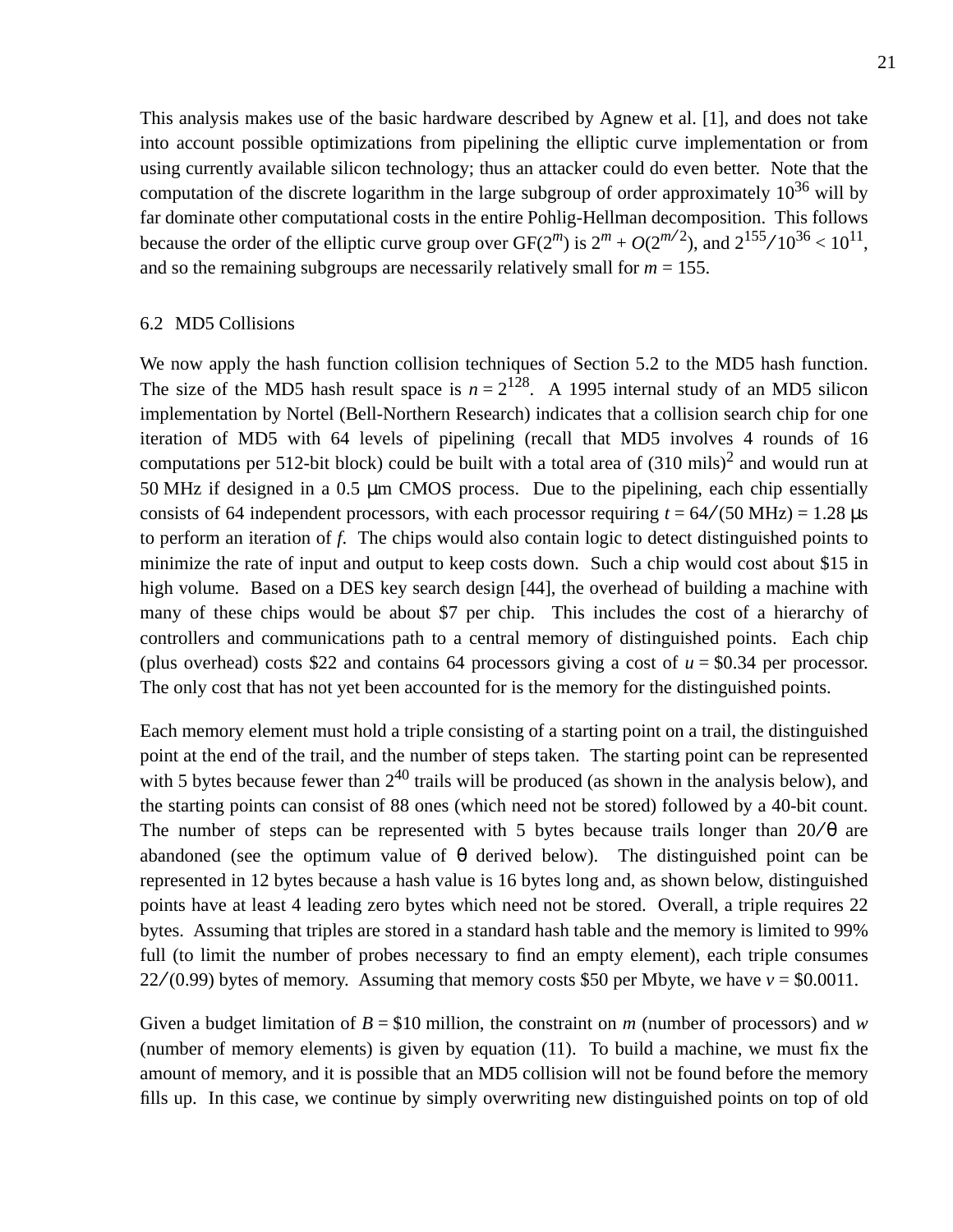This analysis makes use of the basic hardware described by Agnew et al. [1], and does not take into account possible optimizations from pipelining the elliptic curve implementation or from using currently available silicon technology; thus an attacker could do even better. Note that the computation of the discrete logarithm in the large subgroup of order approximately $10^{36}$ will by far dominate other computational costs in the entire Pohlig-Hellman decomposition. This follows because the order of the elliptic curve group over $GF(2^m)$ is $2^m + O(2^{m/2})$, and $2^{155}/10^{36} < 10^{11}$, and so the remaining subgroups are necessarily relatively small for $m = 155$.

## 6.2 MD5 Collisions

We now apply the hash function collision techniques of Section 5.2 to the MD5 hash function. The size of the MD5 hash result space is $n = 2^{128}$. A 1995 internal study of an MD5 silicon implementation by Nortel (Bell-Northern Research) indicates that a collision search chip for one iteration of MD5 with 64 levels of pipelining (recall that MD5 involves 4 rounds of 16 computations per 512-bit block) could be built with a total area of $(310 \text{ mils})^2$ and would run at 50 MHz if designed in a 0.5 μm CMOS process. Due to the pipelining, each chip essentially consists of 64 independent processors, with each processor requiring $t = 64/(50 \text{ MHz}) = 1.28$ μs to perform an iteration of $f$. The chips would also contain logic to detect distinguished points to minimize the rate of input and output to keep costs down. Such a chip would cost about \$15 in high volume. Based on a DES key search design [44], the overhead of building a machine with many of these chips would be about \$7 per chip. This includes the cost of a hierarchy of controllers and communications path to a central memory of distinguished points. Each chip (plus overhead) costs \$22 and contains 64 processors giving a cost of $u = \$0.34$ per processor. The only cost that has not yet been accounted for is the memory for the distinguished points.

Each memory element must hold a triple consisting of a starting point on a trail, the distinguished point at the end of the trail, and the number of steps taken. The starting point can be represented with 5 bytes because fewer than $2^{40}$ trails will be produced (as shown in the analysis below), and the starting points can consist of 88 ones (which need not be stored) followed by a 40-bit count. The number of steps can be represented with 5 bytes because trails longer than $20/\theta$ are abandoned (see the optimum value of $\theta$ derived below). The distinguished point can be represented in 12 bytes because a hash value is 16 bytes long and, as shown below, distinguished points have at least 4 leading zero bytes which need not be stored. Overall, a triple requires 22 bytes. Assuming that triples are stored in a standard hash table and the memory is limited to 99% full (to limit the number of probes necessary to find an empty element), each triple consumes $22/(0.99)$ bytes of memory. Assuming that memory costs \$50 per Mbyte, we have $v = \$0.0011$.

Given a budget limitation of $B = \$10$ million, the constraint on $m$ (number of processors) and $w$ (number of memory elements) is given by equation (11). To build a machine, we must fix the amount of memory, and it is possible that an MD5 collision will not be found before the memory fills up. In this case, we continue by simply overwriting new distinguished points on top of old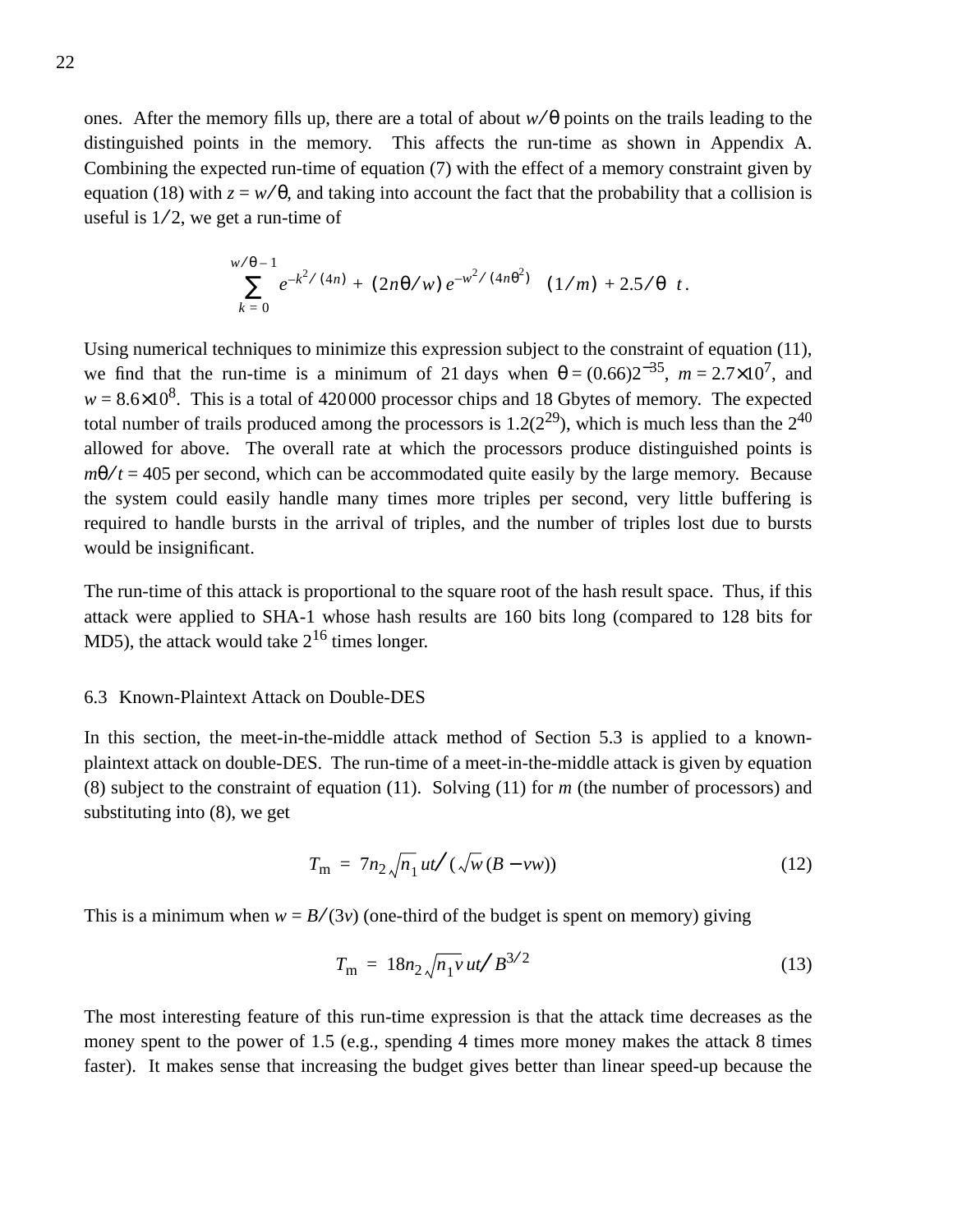ones. After the memory fills up, there are a total of about $w/\theta$ points on the trails leading to the distinguished points in the memory. This affects the run-time as shown in Appendix A. Combining the expected run-time of equation (7) with the effect of a memory constraint given by equation (18) with $z = w/\theta$, and taking into account the fact that the probability that a collision is useful is $1/2$, we get a run-time of

$$\left( \sum_{k=0}^{w/\theta - 1} e^{-k^2/(4n)} + (2n\theta/w)\, e^{-w^2/(4n\theta^2)} \right) (1/m) + 2.5/\theta \ \ t\,.$$

Using numerical techniques to minimize this expression subject to the constraint of equation (11), we find that the run-time is a minimum of 21 days when $\theta = (0.66)2^{-35}$, $m = 2.7{\times}10^7$, and $w = 8.6{\times}10^8$. This is a total of 420 000 processor chips and 18 Gbytes of memory. The expected total number of trails produced among the processors is $1.2(2^{29})$, which is much less than the $2^{40}$ allowed for above. The overall rate at which the processors produce distinguished points is $m\theta/t = 405$ per second, which can be accommodated quite easily by the large memory. Because the system could easily handle many times more triples per second, very little buffering is required to handle bursts in the arrival of triples, and the number of triples lost due to bursts would be insignificant.

The run-time of this attack is proportional to the square root of the hash result space. Thus, if this attack were applied to SHA-1 whose hash results are 160 bits long (compared to 128 bits for MD5), the attack would take $2^{16}$ times longer.

### 6.3 Known-Plaintext Attack on Double-DES

In this section, the meet-in-the-middle attack method of Section 5.3 is applied to a known-plaintext attack on double-DES. The run-time of a meet-in-the-middle attack is given by equation (8) subject to the constraint of equation (11). Solving (11) for $m$ (the number of processors) and substituting into (8), we get

$$T_{\mathrm{m}} = 7 n_2 \sqrt{n_1}\, ut \big/ \left(\sqrt{w}\,(B - vw)\right) \tag{12}$$

This is a minimum when $w = B/(3v)$ (one-third of the budget is spent on memory) giving

$$T_{\mathrm{m}} = 18 n_2 \sqrt{n_1 v}\, ut \big/ B^{3/2} \tag{13}$$

The most interesting feature of this run-time expression is that the attack time decreases as the money spent to the power of 1.5 (e.g., spending 4 times more money makes the attack 8 times faster). It makes sense that increasing the budget gives better than linear speed-up because the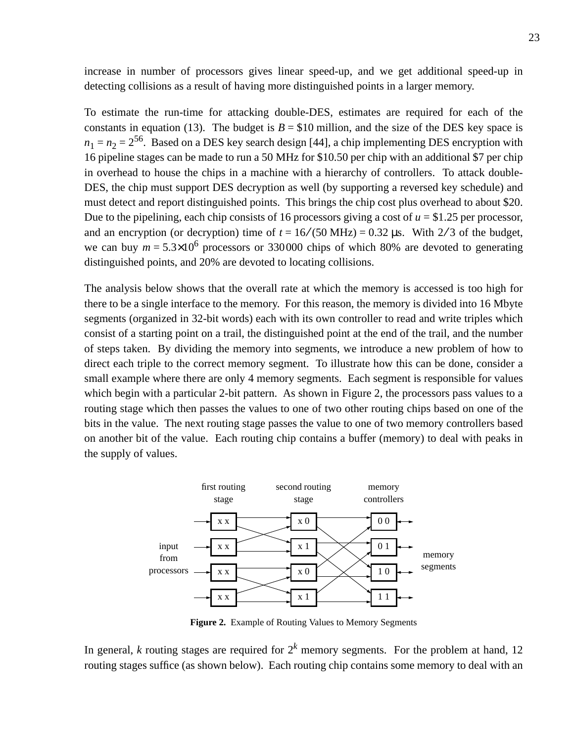increase in number of processors gives linear speed-up, and we get additional speed-up in detecting collisions as a result of having more distinguished points in a larger memory.

To estimate the run-time for attacking double-DES, estimates are required for each of the constants in equation (13). The budget is $B$ = \$10 million, and the size of the DES key space is $n_1 = n_2 = 2^{56}$. Based on a DES key search design [44], a chip implementing DES encryption with 16 pipeline stages can be made to run a 50 MHz for \$10.50 per chip with an additional \$7 per chip in overhead to house the chips in a machine with a hierarchy of controllers. To attack double-DES, the chip must support DES decryption as well (by supporting a reversed key schedule) and must detect and report distinguished points. This brings the chip cost plus overhead to about \$20. Due to the pipelining, each chip consists of 16 processors giving a cost of $u$ = \$1.25 per processor, and an encryption (or decryption) time of $t = 16/(50 \text{ MHz}) = 0.32\ \mu\text{s}$. With $2/3$ of the budget, we can buy $m = 5.3 \times 10^6$ processors or 330000 chips of which 80% are devoted to generating distinguished points, and 20% are devoted to locating collisions.

The analysis below shows that the overall rate at which the memory is accessed is too high for there to be a single interface to the memory. For this reason, the memory is divided into 16 Mbyte segments (organized in 32-bit words) each with its own controller to read and write triples which consist of a starting point on a trail, the distinguished point at the end of the trail, and the number of steps taken. By dividing the memory into segments, we introduce a new problem of how to direct each triple to the correct memory segment. To illustrate how this can be done, consider a small example where there are only 4 memory segments. Each segment is responsible for values which begin with a particular 2-bit pattern. As shown in Figure 2, the processors pass values to a routing stage which then passes the values to one of two other routing chips based on one of the bits in the value. The next routing stage passes the value to one of two memory controllers based on another bit of the value. Each routing chip contains a buffer (memory) to deal with peaks in the supply of values.

**Figure 2.** Example of Routing Values to Memory Segments

In general, $k$ routing stages are required for $2^k$ memory segments. For the problem at hand, 12 routing stages suffice (as shown below). Each routing chip contains some memory to deal with an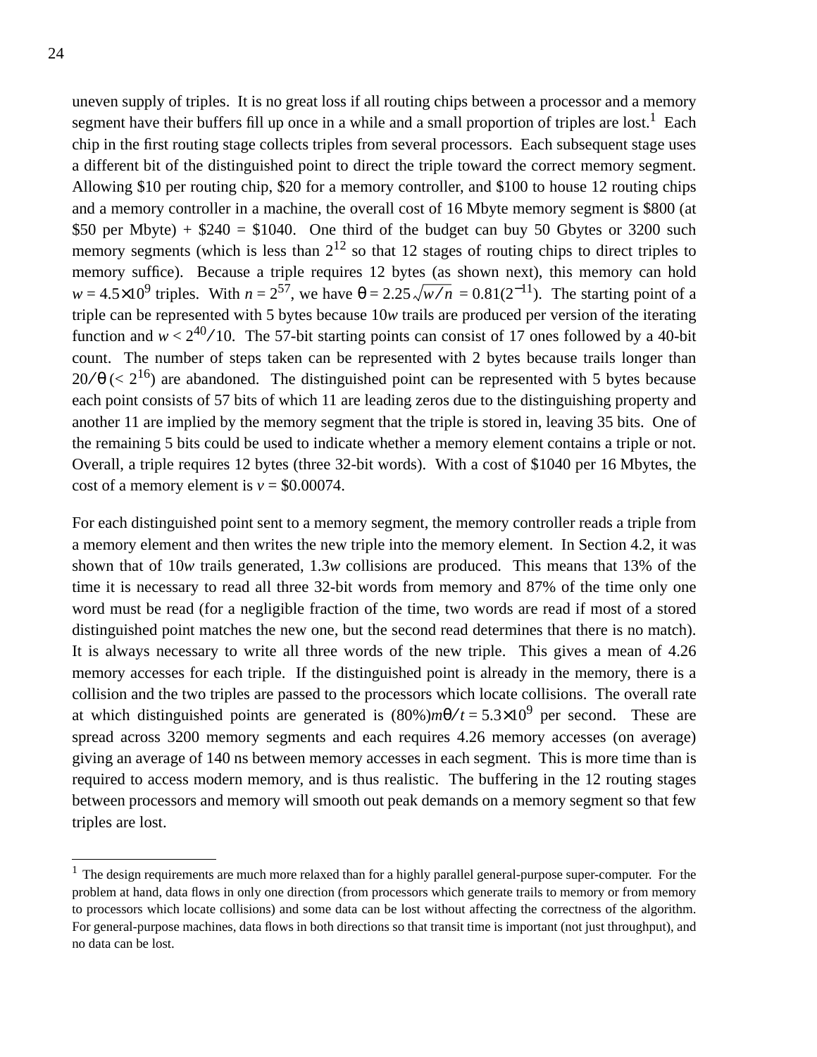uneven supply of triples. It is no great loss if all routing chips between a processor and a memory segment have their buffers fill up once in a while and a small proportion of triples are lost.[1] Each chip in the first routing stage collects triples from several processors. Each subsequent stage uses a different bit of the distinguished point to direct the triple toward the correct memory segment. Allowing \$10 per routing chip, \$20 for a memory controller, and \$100 to house 12 routing chips and a memory controller in a machine, the overall cost of 16 Mbyte memory segment is \$800 (at \$50 per Mbyte) + \$240 = \$1040. One third of the budget can buy 50 Gbytes or 3200 such memory segments (which is less than $2^{12}$ so that 12 stages of routing chips to direct triples to memory suffice). Because a triple requires 12 bytes (as shown next), this memory can hold $w = 4.5 \times 10^9$ triples. With $n = 2^{57}$, we have $\theta = 2.25\sqrt{w/n} = 0.81(2^{-11})$. The starting point of a triple can be represented with 5 bytes because $10w$ trails are produced per version of the iterating function and $w < 2^{40}/10$. The 57-bit starting points can consist of 17 ones followed by a 40-bit count. The number of steps taken can be represented with 2 bytes because trails longer than $20/\theta$ ($< 2^{16}$) are abandoned. The distinguished point can be represented with 5 bytes because each point consists of 57 bits of which 11 are leading zeros due to the distinguishing property and another 11 are implied by the memory segment that the triple is stored in, leaving 35 bits. One of the remaining 5 bits could be used to indicate whether a memory element contains a triple or not. Overall, a triple requires 12 bytes (three 32-bit words). With a cost of \$1040 per 16 Mbytes, the cost of a memory element is $v = \$0.00074$.

For each distinguished point sent to a memory segment, the memory controller reads a triple from a memory element and then writes the new triple into the memory element. In Section 4.2, it was shown that of $10w$ trails generated, $1.3w$ collisions are produced. This means that 13% of the time it is necessary to read all three 32-bit words from memory and 87% of the time only one word must be read (for a negligible fraction of the time, two words are read if most of a stored distinguished point matches the new one, but the second read determines that there is no match). It is always necessary to write all three words of the new triple. This gives a mean of 4.26 memory accesses for each triple. If the distinguished point is already in the memory, there is a collision and the two triples are passed to the processors which locate collisions. The overall rate at which distinguished points are generated is $(80\%)m\theta/t = 5.3 \times 10^9$ per second. These are spread across 3200 memory segments and each requires 4.26 memory accesses (on average) giving an average of 140 ns between memory accesses in each segment. This is more time than is required to access modern memory, and is thus realistic. The buffering in the 12 routing stages between processors and memory will smooth out peak demands on a memory segment so that few triples are lost.

[1] The design requirements are much more relaxed than for a highly parallel general-purpose super-computer. For the problem at hand, data flows in only one direction (from processors which generate trails to memory or from memory to processors which locate collisions) and some data can be lost without affecting the correctness of the algorithm. For general-purpose machines, data flows in both directions so that transit time is important (not just throughput), and no data can be lost.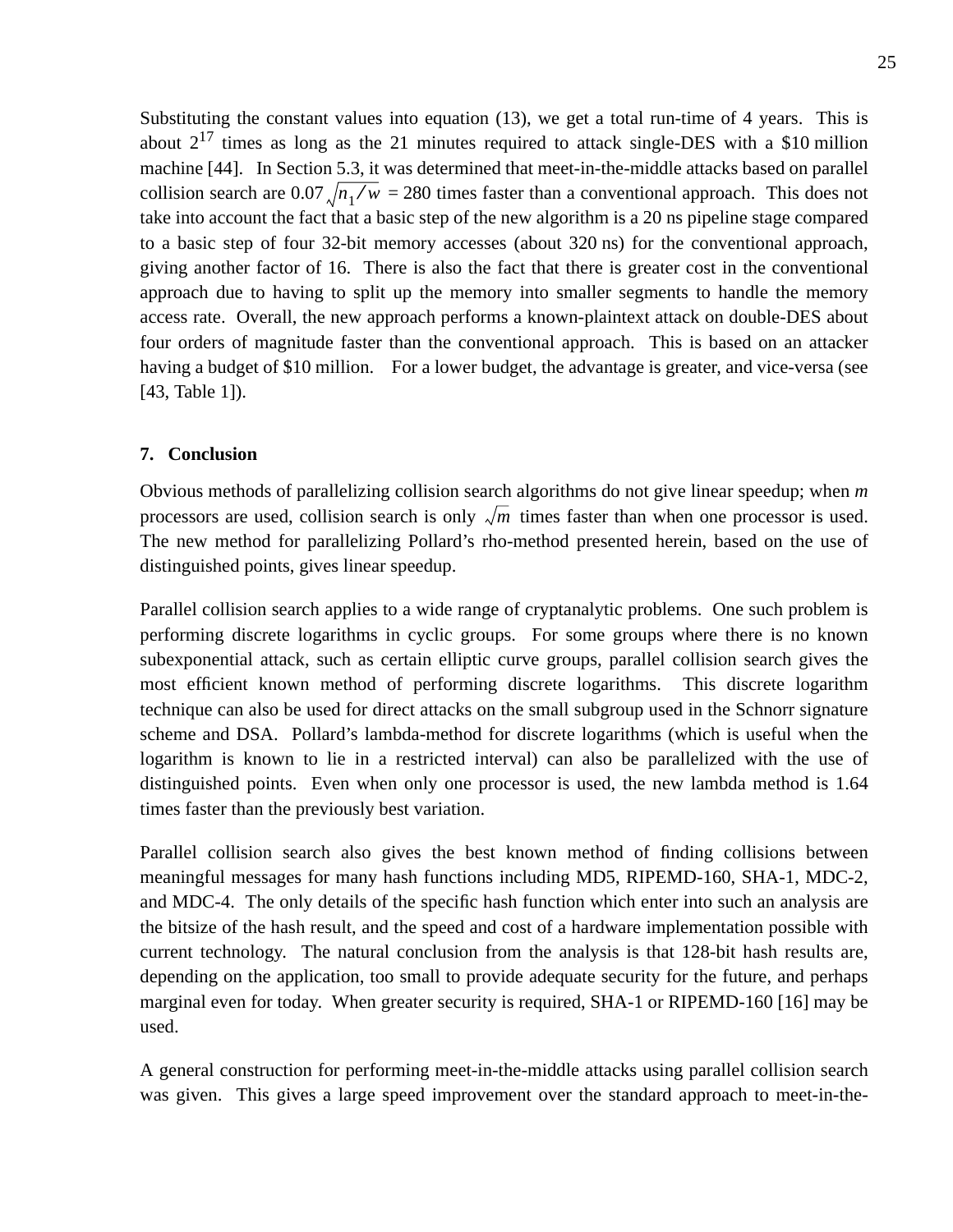Substituting the constant values into equation (13), we get a total run-time of 4 years. This is about $2^{17}$ times as long as the 21 minutes required to attack single-DES with a \$10 million machine [44]. In Section 5.3, it was determined that meet-in-the-middle attacks based on parallel collision search are $0.07\sqrt{n_1 / w} = 280$ times faster than a conventional approach. This does not take into account the fact that a basic step of the new algorithm is a 20 ns pipeline stage compared to a basic step of four 32-bit memory accesses (about 320 ns) for the conventional approach, giving another factor of 16. There is also the fact that there is greater cost in the conventional approach due to having to split up the memory into smaller segments to handle the memory access rate. Overall, the new approach performs a known-plaintext attack on double-DES about four orders of magnitude faster than the conventional approach. This is based on an attacker having a budget of \$10 million. For a lower budget, the advantage is greater, and vice-versa (see [43, Table 1]).

## 7. Conclusion

Obvious methods of parallelizing collision search algorithms do not give linear speedup; when $m$ processors are used, collision search is only $\sqrt{m}$ times faster than when one processor is used. The new method for parallelizing Pollard's rho-method presented herein, based on the use of distinguished points, gives linear speedup.

Parallel collision search applies to a wide range of cryptanalytic problems. One such problem is performing discrete logarithms in cyclic groups. For some groups where there is no known subexponential attack, such as certain elliptic curve groups, parallel collision search gives the most efficient known method of performing discrete logarithms. This discrete logarithm technique can also be used for direct attacks on the small subgroup used in the Schnorr signature scheme and DSA. Pollard's lambda-method for discrete logarithms (which is useful when the logarithm is known to lie in a restricted interval) can also be parallelized with the use of distinguished points. Even when only one processor is used, the new lambda method is 1.64 times faster than the previously best variation.

Parallel collision search also gives the best known method of finding collisions between meaningful messages for many hash functions including MD5, RIPEMD-160, SHA-1, MDC-2, and MDC-4. The only details of the specific hash function which enter into such an analysis are the bitsize of the hash result, and the speed and cost of a hardware implementation possible with current technology. The natural conclusion from the analysis is that 128-bit hash results are, depending on the application, too small to provide adequate security for the future, and perhaps marginal even for today. When greater security is required, SHA-1 or RIPEMD-160 [16] may be used.

A general construction for performing meet-in-the-middle attacks using parallel collision search was given. This gives a large speed improvement over the standard approach to meet-in-the-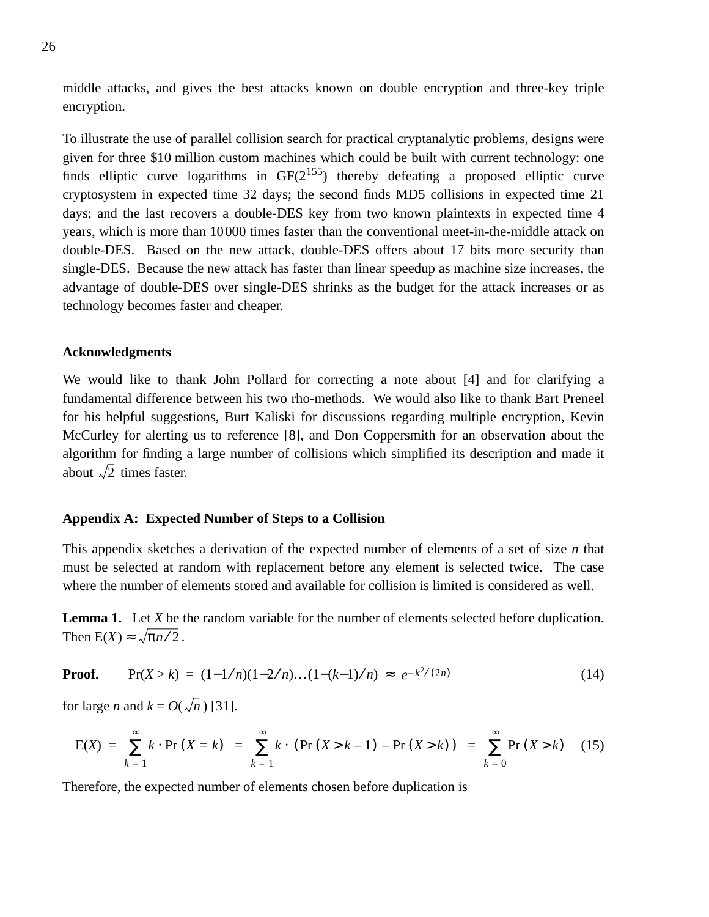middle attacks, and gives the best attacks known on double encryption and three-key triple encryption.

To illustrate the use of parallel collision search for practical cryptanalytic problems, designs were given for three \$10 million custom machines which could be built with current technology: one finds elliptic curve logarithms in $GF(2^{155})$ thereby defeating a proposed elliptic curve cryptosystem in expected time 32 days; the second finds MD5 collisions in expected time 21 days; and the last recovers a double-DES key from two known plaintexts in expected time 4 years, which is more than 10000 times faster than the conventional meet-in-the-middle attack on double-DES. Based on the new attack, double-DES offers about 17 bits more security than single-DES. Because the new attack has faster than linear speedup as machine size increases, the advantage of double-DES over single-DES shrinks as the budget for the attack increases or as technology becomes faster and cheaper.

**Acknowledgments**

We would like to thank John Pollard for correcting a note about [4] and for clarifying a fundamental difference between his two rho-methods. We would also like to thank Bart Preneel for his helpful suggestions, Burt Kaliski for discussions regarding multiple encryption, Kevin McCurley for alerting us to reference [8], and Don Coppersmith for an observation about the algorithm for finding a large number of collisions which simplified its description and made it about $\sqrt{2}$ times faster.

**Appendix A: Expected Number of Steps to a Collision**

This appendix sketches a derivation of the expected number of elements of a set of size $n$ that must be selected at random with replacement before any element is selected twice. The case where the number of elements stored and available for collision is limited is considered as well.

**Lemma 1.** Let $X$ be the random variable for the number of elements selected before duplication. Then $E(X) \approx \sqrt{\pi n/2}$.

**Proof.**
$$\Pr(X > k) = (1-1/n)(1-2/n)\ldots(1-(k-1)/n) \approx e^{-k^2/(2n)} \tag{14}$$

for large $n$ and $k = O(\sqrt{n})$ [31].

$$E(X) = \sum_{k=1}^{\infty} k \cdot \Pr(X = k) = \sum_{k=1}^{\infty} k \cdot (\Pr(X > k-1) - \Pr(X > k)) = \sum_{k=0}^{\infty} \Pr(X > k) \tag{15}$$

Therefore, the expected number of elements chosen before duplication is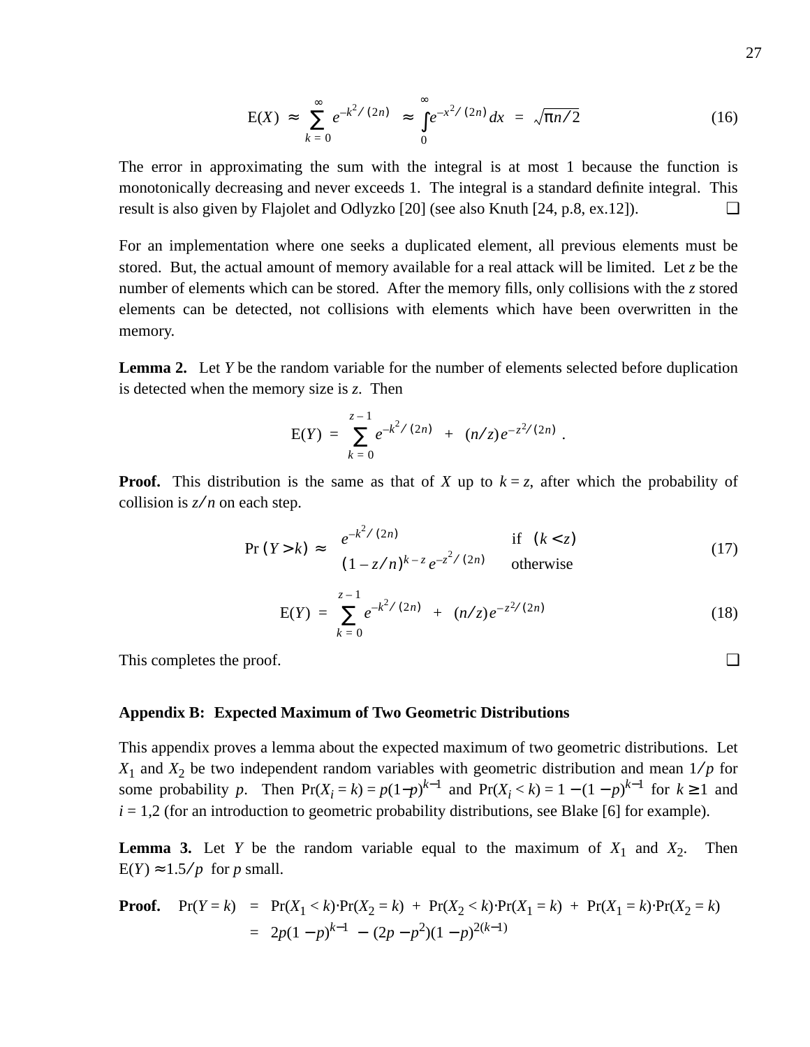$$\mathrm{E}(X) \;\approx\; \sum_{k=0}^{\infty} e^{-k^2/(2n)} \;\approx\; \int_0^{\infty} e^{-x^2/(2n)}\,dx \;=\; \sqrt{\pi n/2} \tag{16}$$

The error in approximating the sum with the integral is at most 1 because the function is monotonically decreasing and never exceeds 1. The integral is a standard definite integral. This result is also given by Flajolet and Odlyzko [20] (see also Knuth [24, p.8, ex.12]). ❑

For an implementation where one seeks a duplicated element, all previous elements must be stored. But, the actual amount of memory available for a real attack will be limited. Let $z$ be the number of elements which can be stored. After the memory fills, only collisions with the $z$ stored elements can be detected, not collisions with elements which have been overwritten in the memory.

**Lemma 2.** Let $Y$ be the random variable for the number of elements selected before duplication is detected when the memory size is $z$. Then

$$\mathrm{E}(Y) \;=\; \sum_{k=0}^{z-1} e^{-k^2/(2n)} \;+\; (n/z)e^{-z^2/(2n)}\,.$$

**Proof.** This distribution is the same as that of $X$ up to $k = z$, after which the probability of collision is $z/n$ on each step.

$$\Pr(Y > k) \;\approx\; \begin{cases} e^{-k^2/(2n)} & \text{if } (k < z) \\ (1 - z/n)^{k-z}\, e^{-z^2/(2n)} & \text{otherwise} \end{cases} \tag{17}$$

$$\mathrm{E}(Y) \;=\; \sum_{k=0}^{z-1} e^{-k^2/(2n)} \;+\; (n/z)e^{-z^2/(2n)} \tag{18}$$

This completes the proof. ❑

### Appendix B: Expected Maximum of Two Geometric Distributions

This appendix proves a lemma about the expected maximum of two geometric distributions. Let $X_1$ and $X_2$ be two independent random variables with geometric distribution and mean $1/p$ for some probability $p$. Then $\Pr(X_i = k) = p(1-p)^{k-1}$ and $\Pr(X_i < k) = 1 - (1-p)^{k-1}$ for $k \ge 1$ and $i = 1,2$ (for an introduction to geometric probability distributions, see Blake [6] for example).

**Lemma 3.** Let $Y$ be the random variable equal to the maximum of $X_1$ and $X_2$. Then $\mathrm{E}(Y) \approx 1.5/p$ for $p$ small.

**Proof.**

$$\begin{aligned}
\Pr(Y = k) \;&=\; \Pr(X_1 < k)\cdot\Pr(X_2 = k) \;+\; \Pr(X_2 < k)\cdot\Pr(X_1 = k) \;+\; \Pr(X_1 = k)\cdot\Pr(X_2 = k) \\
&=\; 2p(1-p)^{k-1} \;-\; (2p - p^2)(1-p)^{2(k-1)}
\end{aligned}$$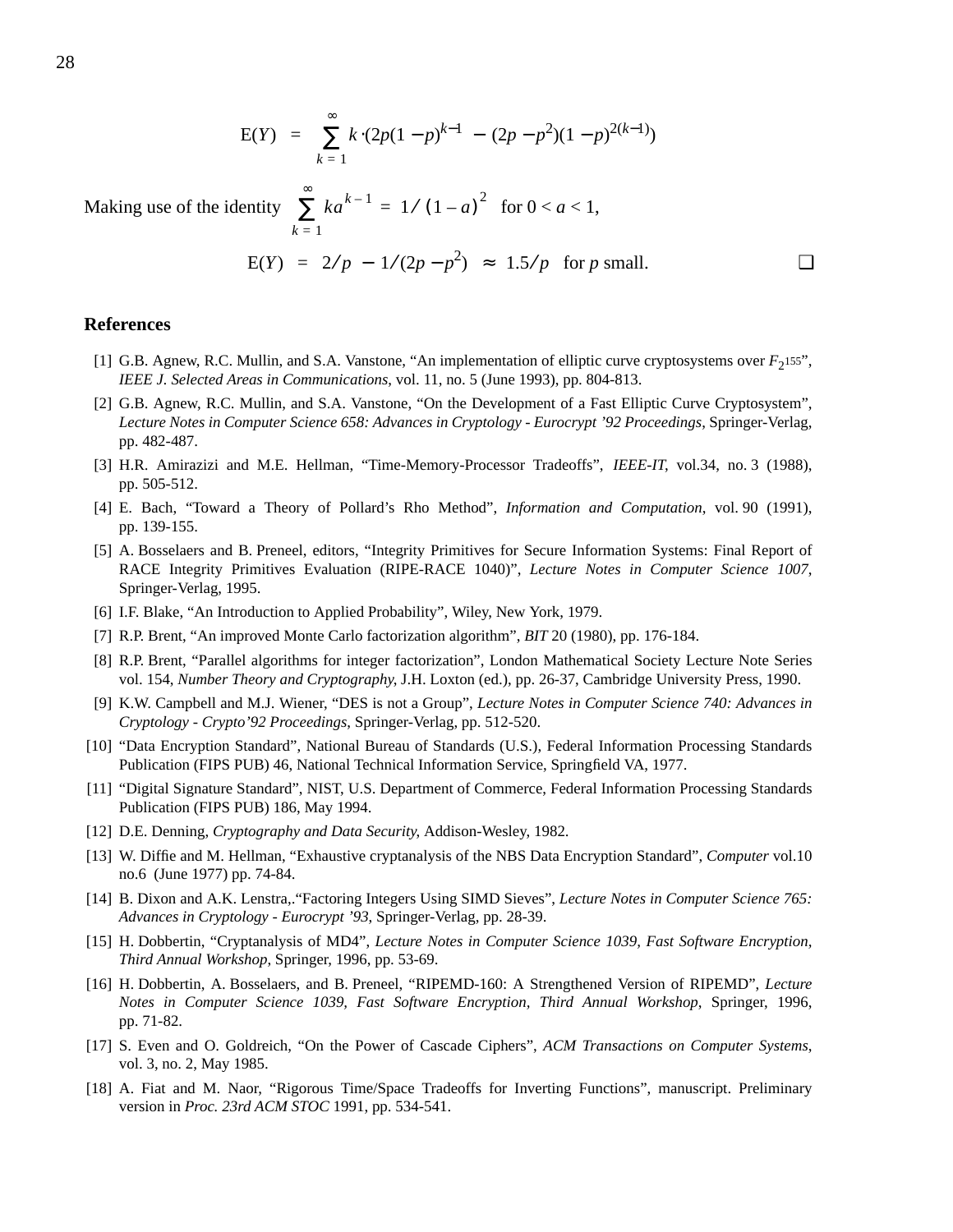$$\mathrm{E}(Y) = \sum_{k=1}^{\infty} k \cdot (2p(1-p)^{k-1} - (2p-p^2)(1-p)^{2(k-1)})$$

Making use of the identity $\sum_{k=1}^{\infty} ka^{k-1} = 1/(1-a)^2$ for $0 < a < 1$,

$$\mathrm{E}(Y) = 2/p - 1/(2p-p^2) \approx 1.5/p \quad \text{for } p \text{ small.}$$

❑

## References

[1] G.B. Agnew, R.C. Mullin, and S.A. Vanstone, “An implementation of elliptic curve cryptosystems over $F_{2^{155}}$”, *IEEE J. Selected Areas in Communications*, vol. 11, no. 5 (June 1993), pp. 804-813.

[2] G.B. Agnew, R.C. Mullin, and S.A. Vanstone, “On the Development of a Fast Elliptic Curve Cryptosystem”, *Lecture Notes in Computer Science 658: Advances in Cryptology - Eurocrypt ’92 Proceedings*, Springer-Verlag, pp. 482-487.

[3] H.R. Amirazizi and M.E. Hellman, “Time-Memory-Processor Tradeoffs”, *IEEE-IT*, vol.34, no. 3 (1988), pp. 505-512.

[4] E. Bach, “Toward a Theory of Pollard’s Rho Method”, *Information and Computation*, vol. 90 (1991), pp. 139-155.

[5] A. Bosselaers and B. Preneel, editors, “Integrity Primitives for Secure Information Systems: Final Report of RACE Integrity Primitives Evaluation (RIPE-RACE 1040)”, *Lecture Notes in Computer Science 1007*, Springer-Verlag, 1995.

[6] I.F. Blake, “An Introduction to Applied Probability”, Wiley, New York, 1979.

[7] R.P. Brent, “An improved Monte Carlo factorization algorithm”, *BIT* 20 (1980), pp. 176-184.

[8] R.P. Brent, “Parallel algorithms for integer factorization”, London Mathematical Society Lecture Note Series vol. 154, *Number Theory and Cryptography*, J.H. Loxton (ed.), pp. 26-37, Cambridge University Press, 1990.

[9] K.W. Campbell and M.J. Wiener, “DES is not a Group”, *Lecture Notes in Computer Science 740: Advances in Cryptology - Crypto’92 Proceedings*, Springer-Verlag, pp. 512-520.

[10] “Data Encryption Standard”, National Bureau of Standards (U.S.), Federal Information Processing Standards Publication (FIPS PUB) 46, National Technical Information Service, Springfield VA, 1977.

[11] “Digital Signature Standard”, NIST, U.S. Department of Commerce, Federal Information Processing Standards Publication (FIPS PUB) 186, May 1994.

[12] D.E. Denning, *Cryptography and Data Security*, Addison-Wesley, 1982.

[13] W. Diffie and M. Hellman, “Exhaustive cryptanalysis of the NBS Data Encryption Standard”, *Computer* vol.10 no.6 (June 1977) pp. 74-84.

[14] B. Dixon and A.K. Lenstra,.“Factoring Integers Using SIMD Sieves”, *Lecture Notes in Computer Science 765: Advances in Cryptology - Eurocrypt ’93*, Springer-Verlag, pp. 28-39.

[15] H. Dobbertin, “Cryptanalysis of MD4”, *Lecture Notes in Computer Science 1039, Fast Software Encryption, Third Annual Workshop*, Springer, 1996, pp. 53-69.

[16] H. Dobbertin, A. Bosselaers, and B. Preneel, “RIPEMD-160: A Strengthened Version of RIPEMD”, *Lecture Notes in Computer Science 1039, Fast Software Encryption, Third Annual Workshop*, Springer, 1996, pp. 71-82.

[17] S. Even and O. Goldreich, “On the Power of Cascade Ciphers”, *ACM Transactions on Computer Systems*, vol. 3, no. 2, May 1985.

[18] A. Fiat and M. Naor, “Rigorous Time/Space Tradeoffs for Inverting Functions”, manuscript. Preliminary version in *Proc. 23rd ACM STOC* 1991, pp. 534-541.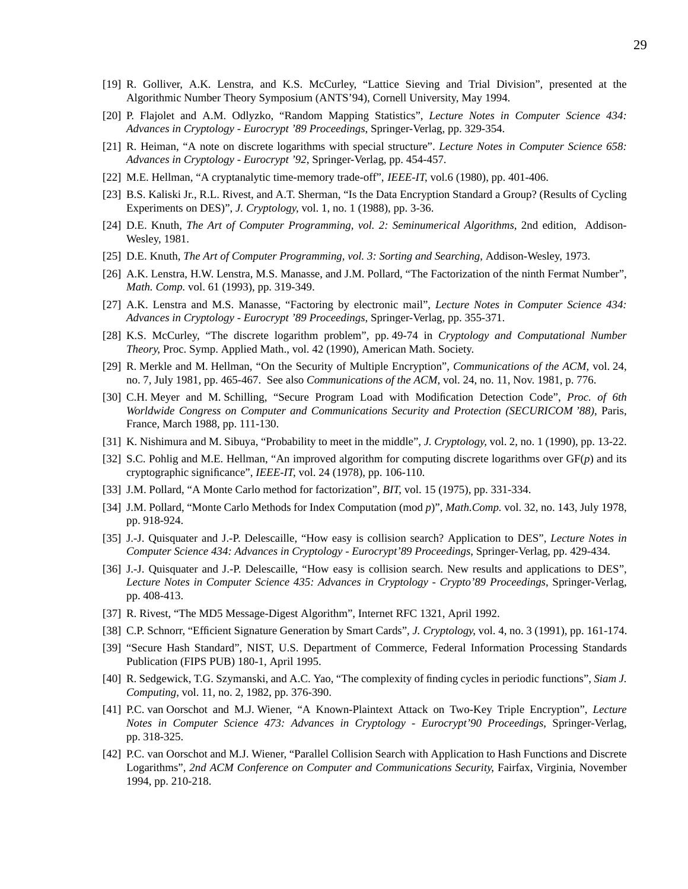[19] R. Golliver, A.K. Lenstra, and K.S. McCurley, "Lattice Sieving and Trial Division", presented at the Algorithmic Number Theory Symposium (ANTS'94), Cornell University, May 1994.

[20] P. Flajolet and A.M. Odlyzko, "Random Mapping Statistics", *Lecture Notes in Computer Science 434: Advances in Cryptology - Eurocrypt '89 Proceedings*, Springer-Verlag, pp. 329-354.

[21] R. Heiman, "A note on discrete logarithms with special structure". *Lecture Notes in Computer Science 658: Advances in Cryptology - Eurocrypt '92*, Springer-Verlag, pp. 454-457.

[22] M.E. Hellman, "A cryptanalytic time-memory trade-off", *IEEE-IT*, vol.6 (1980), pp. 401-406.

[23] B.S. Kaliski Jr., R.L. Rivest, and A.T. Sherman, "Is the Data Encryption Standard a Group? (Results of Cycling Experiments on DES)", *J. Cryptology*, vol. 1, no. 1 (1988), pp. 3-36.

[24] D.E. Knuth, *The Art of Computer Programming, vol. 2: Seminumerical Algorithms*, 2nd edition, Addison-Wesley, 1981.

[25] D.E. Knuth, *The Art of Computer Programming, vol. 3: Sorting and Searching*, Addison-Wesley, 1973.

[26] A.K. Lenstra, H.W. Lenstra, M.S. Manasse, and J.M. Pollard, "The Factorization of the ninth Fermat Number", *Math. Comp.* vol. 61 (1993), pp. 319-349.

[27] A.K. Lenstra and M.S. Manasse, "Factoring by electronic mail", *Lecture Notes in Computer Science 434: Advances in Cryptology - Eurocrypt '89 Proceedings*, Springer-Verlag, pp. 355-371.

[28] K.S. McCurley, "The discrete logarithm problem", pp. 49-74 in *Cryptology and Computational Number Theory*, Proc. Symp. Applied Math., vol. 42 (1990), American Math. Society.

[29] R. Merkle and M. Hellman, "On the Security of Multiple Encryption", *Communications of the ACM*, vol. 24, no. 7, July 1981, pp. 465-467. See also *Communications of the ACM*, vol. 24, no. 11, Nov. 1981, p. 776.

[30] C.H. Meyer and M. Schilling, "Secure Program Load with Modification Detection Code", *Proc. of 6th Worldwide Congress on Computer and Communications Security and Protection (SECURICOM '88)*, Paris, France, March 1988, pp. 111-130.

[31] K. Nishimura and M. Sibuya, "Probability to meet in the middle", *J. Cryptology*, vol. 2, no. 1 (1990), pp. 13-22.

[32] S.C. Pohlig and M.E. Hellman, "An improved algorithm for computing discrete logarithms over GF($p$) and its cryptographic significance", *IEEE-IT*, vol. 24 (1978), pp. 106-110.

[33] J.M. Pollard, "A Monte Carlo method for factorization", *BIT*, vol. 15 (1975), pp. 331-334.

[34] J.M. Pollard, "Monte Carlo Methods for Index Computation (mod $p$)", *Math.Comp.* vol. 32, no. 143, July 1978, pp. 918-924.

[35] J.-J. Quisquater and J.-P. Delescaille, "How easy is collision search? Application to DES", *Lecture Notes in Computer Science 434: Advances in Cryptology - Eurocrypt'89 Proceedings*, Springer-Verlag, pp. 429-434.

[36] J.-J. Quisquater and J.-P. Delescaille, "How easy is collision search. New results and applications to DES", *Lecture Notes in Computer Science 435: Advances in Cryptology - Crypto'89 Proceedings*, Springer-Verlag, pp. 408-413.

[37] R. Rivest, "The MD5 Message-Digest Algorithm", Internet RFC 1321, April 1992.

[38] C.P. Schnorr, "Efficient Signature Generation by Smart Cards", *J. Cryptology*, vol. 4, no. 3 (1991), pp. 161-174.

[39] "Secure Hash Standard", NIST, U.S. Department of Commerce, Federal Information Processing Standards Publication (FIPS PUB) 180-1, April 1995.

[40] R. Sedgewick, T.G. Szymanski, and A.C. Yao, "The complexity of finding cycles in periodic functions", *Siam J. Computing*, vol. 11, no. 2, 1982, pp. 376-390.

[41] P.C. van Oorschot and M.J. Wiener, "A Known-Plaintext Attack on Two-Key Triple Encryption", *Lecture Notes in Computer Science 473: Advances in Cryptology - Eurocrypt'90 Proceedings*, Springer-Verlag, pp. 318-325.

[42] P.C. van Oorschot and M.J. Wiener, "Parallel Collision Search with Application to Hash Functions and Discrete Logarithms", *2nd ACM Conference on Computer and Communications Security*, Fairfax, Virginia, November 1994, pp. 210-218.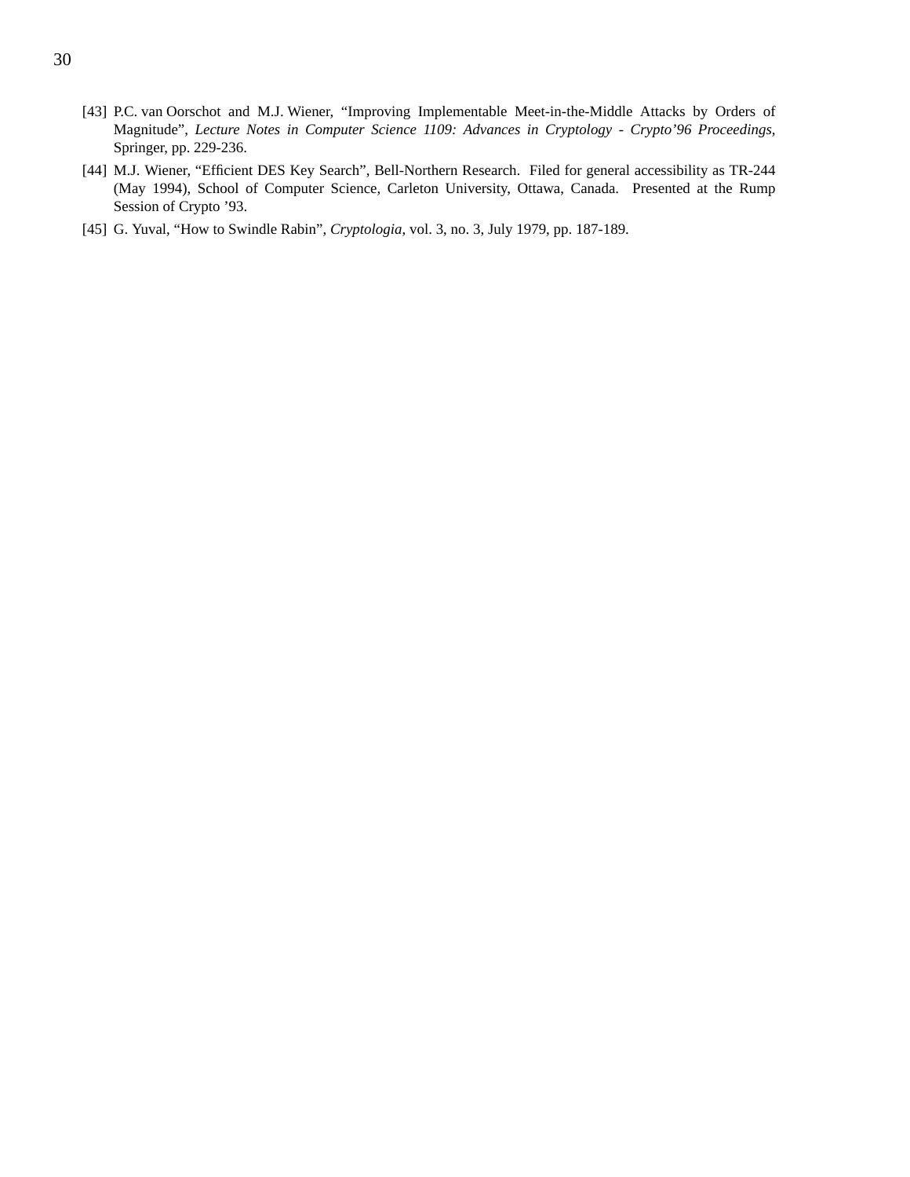[43] P.C. van Oorschot and M.J. Wiener, "Improving Implementable Meet-in-the-Middle Attacks by Orders of Magnitude", *Lecture Notes in Computer Science 1109: Advances in Cryptology - Crypto'96 Proceedings*, Springer, pp. 229-236.

[44] M.J. Wiener, "Efficient DES Key Search", Bell-Northern Research. Filed for general accessibility as TR-244 (May 1994), School of Computer Science, Carleton University, Ottawa, Canada. Presented at the Rump Session of Crypto '93.

[45] G. Yuval, "How to Swindle Rabin", *Cryptologia*, vol. 3, no. 3, July 1979, pp. 187-189.